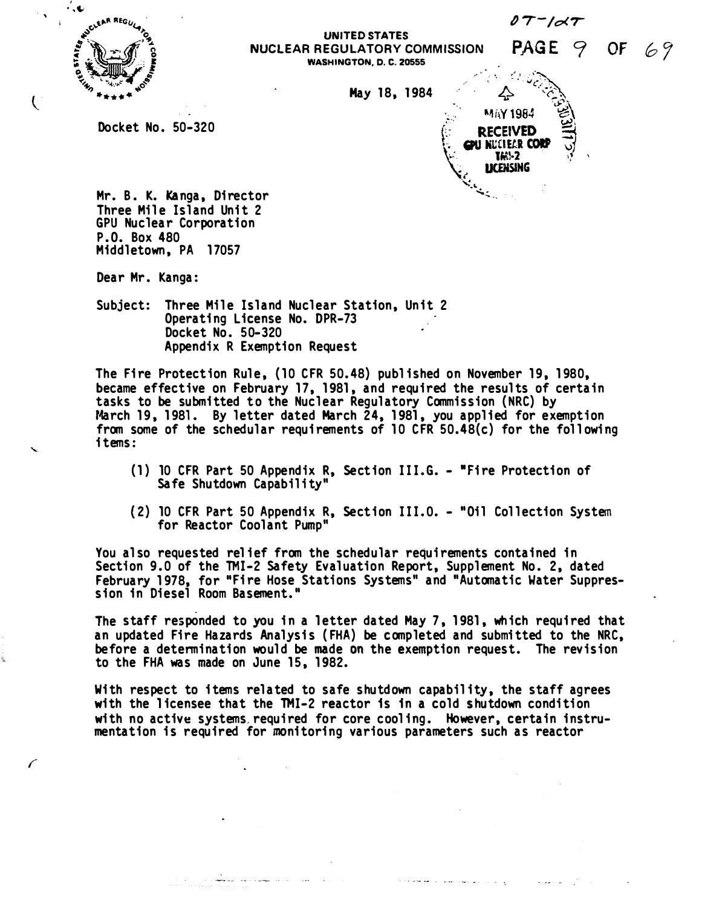07-1dT

UNITED STATES
NUCLEAR REGULATORY COMMISSION
WASHINGTON, D. C. 20555

May 18, 1984

MAY 1984
RECEIVED
GPU NUCLEAR CORP
TMI-2
LICENSING

Docket No. 50-320

Mr. B. K. Kanga, Director
Three Mile Island Unit 2
GPU Nuclear Corporation
P.O. Box 480
Middletown, PA 17057

Dear Mr. Kanga:

Subject: Three Mile Island Nuclear Station, Unit 2
Operating License No. DPR-73
Docket No. 50-320
Appendix R Exemption Request

The Fire Protection Rule, (10 CFR 50.48) published on November 19, 1980, became effective on February 17, 1981, and required the results of certain tasks to be submitted to the Nuclear Regulatory Commission (NRC) by March 19, 1981. By letter dated March 24, 1981, you applied for exemption from some of the schedular requirements of 10 CFR 50.48(c) for the following items:

(1) 10 CFR Part 50 Appendix R, Section III.G. - "Fire Protection of Safe Shutdown Capability"

(2) 10 CFR Part 50 Appendix R, Section III.O. - "Oil Collection System for Reactor Coolant Pump"

You also requested relief from the schedular requirements contained in Section 9.0 of the TMI-2 Safety Evaluation Report, Supplement No. 2, dated February 1978, for "Fire Hose Stations Systems" and "Automatic Water Suppression in Diesel Room Basement."

The staff responded to you in a letter dated May 7, 1981, which required that an updated Fire Hazards Analysis (FHA) be completed and submitted to the NRC, before a determination would be made on the exemption request. The revision to the FHA was made on June 15, 1982.

With respect to items related to safe shutdown capability, the staff agrees with the licensee that the TMI-2 reactor is in a cold shutdown condition with no active systems required for core cooling. However, certain instrumentation is required for monitoring various parameters such as reactor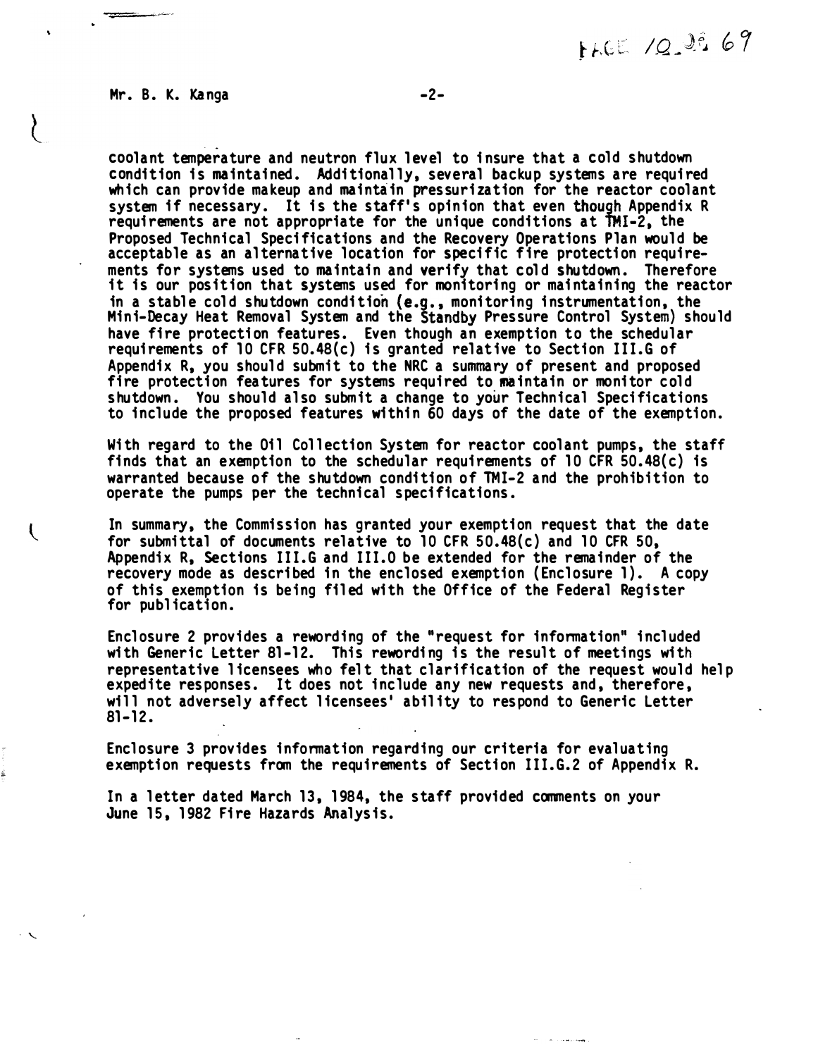Mr. B. K. Kanga

coolant temperature and neutron flux level to insure that a cold shutdown condition is maintained. Additionally, several backup systems are required which can provide makeup and maintain pressurization for the reactor coolant system if necessary. It is the staff's opinion that even though Appendix R requirements are not appropriate for the unique conditions at TMI-2, the Proposed Technical Specifications and the Recovery Operations Plan would be acceptable as an alternative location for specific fire protection requirements for systems used to maintain and verify that cold shutdown. Therefore it is our position that systems used for monitoring or maintaining the reactor in a stable cold shutdown condition (e.g., monitoring instrumentation, the Mini-Decay Heat Removal System and the Standby Pressure Control System) should have fire protection features. Even though an exemption to the schedular requirements of 10 CFR 50.48(c) is granted relative to Section III.G of Appendix R, you should submit to the NRC a summary of present and proposed fire protection features for systems required to maintain or monitor cold shutdown. You should also submit a change to your Technical Specifications to include the proposed features within 60 days of the date of the exemption.

With regard to the Oil Collection System for reactor coolant pumps, the staff finds that an exemption to the schedular requirements of 10 CFR 50.48(c) is warranted because of the shutdown condition of TMI-2 and the prohibition to operate the pumps per the technical specifications.

In summary, the Commission has granted your exemption request that the date for submittal of documents relative to 10 CFR 50.48(c) and 10 CFR 50, Appendix R, Sections III.G and III.O be extended for the remainder of the recovery mode as described in the enclosed exemption (Enclosure 1). A copy of this exemption is being filed with the Office of the Federal Register for publication.

Enclosure 2 provides a rewording of the "request for information" included with Generic Letter 81-12. This rewording is the result of meetings with representative licensees who felt that clarification of the request would help expedite responses. It does not include any new requests and, therefore, will not adversely affect licensees' ability to respond to Generic Letter 81-12.

Enclosure 3 provides information regarding our criteria for evaluating exemption requests from the requirements of Section III.G.2 of Appendix R.

In a letter dated March 13, 1984, the staff provided comments on your June 15, 1982 Fire Hazards Analysis.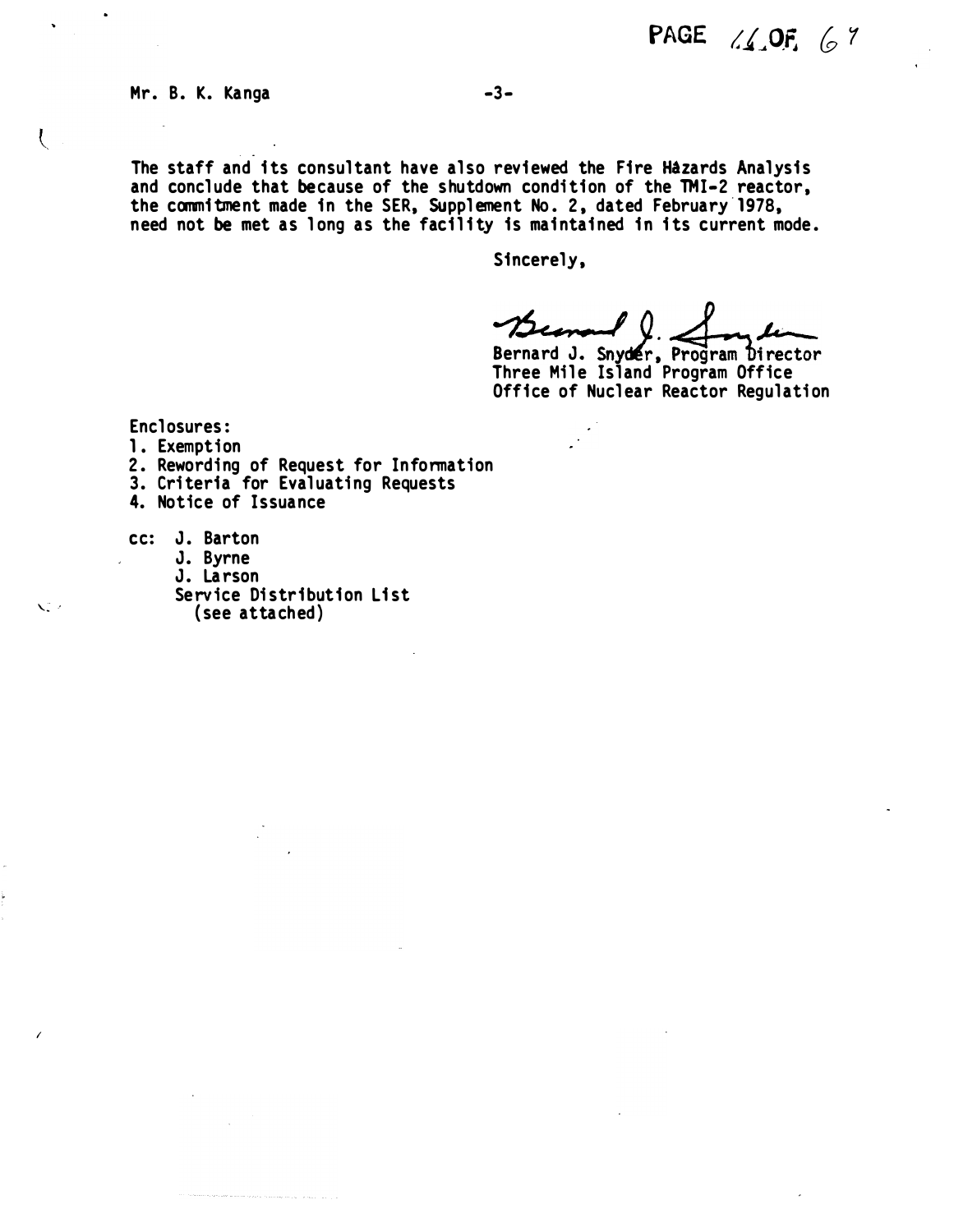Mr. B. K. Kanga

The staff and its consultant have also reviewed the Fire Hazards Analysis and conclude that because of the shutdown condition of the TMI-2 reactor, the commitment made in the SER, Supplement No. 2, dated February 1978, need not be met as long as the facility is maintained in its current mode.

Sincerely,

Bernard J. Snyder, Program Director
Three Mile Island Program Office
Office of Nuclear Reactor Regulation

Enclosures:
1. Exemption
2. Rewording of Request for Information
3. Criteria for Evaluating Requests
4. Notice of Issuance

cc: J. Barton
J. Byrne
J. Larson
Service Distribution List
(see attached)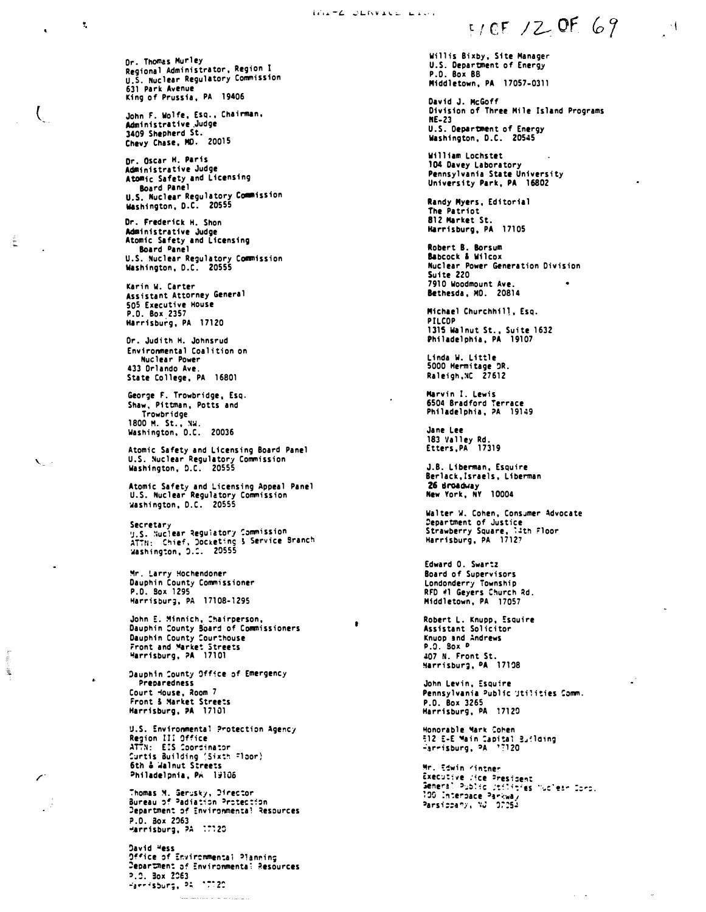Dr. Thomas Murley
Regional Administrator, Region I
U.S. Nuclear Regulatory Commission
631 Park Avenue
King of Prussia, PA 19406

John F. Wolfe, Esq., Chairman,
Administrative Judge
3409 Shepherd St.
Chevy Chase, MD. 20015

Dr. Oscar H. Paris
Administrative Judge
Atomic Safety and Licensing
Board Panel
U.S. Nuclear Regulatory Commission
Washington, D.C. 20555

Dr. Frederick H. Shon
Administrative Judge
Atomic Safety and Licensing
Board Panel
U.S. Nuclear Regulatory Commission
Washington, D.C. 20555

Karin W. Carter
Assistant Attorney General
505 Executive House
P.O. Box 2357
Harrisburg, PA 17120

Dr. Judith H. Johnsrud
Environmental Coalition on
Nuclear Power
433 Orlando Ave.
State College, PA 16801

George F. Trowbridge, Esq.
Shaw, Pittman, Potts and
Trowbridge
1800 M. St., NW.
Washington, D.C. 20036

Atomic Safety and Licensing Board Panel
U.S. Nuclear Regulatory Commission
Washington, D.C. 20555

Atomic Safety and Licensing Appeal Panel
U.S. Nuclear Regulatory Commission
Washington, D.C. 20555

Secretary
U.S. Nuclear Regulatory Commission
ATTN: Chief, Docketing & Service Branch
Washington, D.C. 20555

Mr. Larry Hochendoner
Dauphin County Commissioner
P.O. Box 1295
Harrisburg, PA 17108-1295

John E. Minnich, Chairperson,
Dauphin County Board of Commissioners
Dauphin County Courthouse
Front and Market Streets
Harrisburg, PA 17101

Dauphin County Office of Emergency
Preparedness
Court House, Room 7
Front & Market Streets
Harrisburg, PA 17101

U.S. Environmental Protection Agency
Region III Office
ATTN: EIS Coordinator
Curtis Building (Sixth Floor)
6th & Walnut Streets
Philadelphia, PA 19106

Thomas M. Gerusky, Director
Bureau of Radiation Protection
Department of Environmental Resources
P.O. Box 2063
Harrisburg, PA 17120

David Hess
Office of Environmental Planning
Department of Environmental Resources
P.O. Box 2063
Harrisburg, PA 17120

Willis Bixby, Site Manager
U.S. Department of Energy
P.O. Box 88
Middletown, PA 17057-0311

David J. McGoff
Division of Three Mile Island Programs
NE-23
U.S. Department of Energy
Washington, D.C. 20545

William Lochstet
104 Davey Laboratory
Pennsylvania State University
University Park, PA 16802

Randy Myers, Editorial
The Patriot
812 Market St.
Harrisburg, PA 17105

Robert B. Borsum
Babcock & Wilcox
Nuclear Power Generation Division
Suite 220
7910 Woodmount Ave.
Bethesda, MD. 20814

Michael Churchhill, Esq.
PILCOP
1315 Walnut St., Suite 1632
Philadelphia, PA 19107

Linda W. Little
5000 Hermitage DR.
Raleigh,NC 27612

Marvin I. Lewis
6504 Bradford Terrace
Philadelphia, PA 19149

Jane Lee
183 Valley Rd.
Etters,PA 17319

J.B. Liberman, Esquire
Berlack,Israels, Liberman
26 Broadway
New York, NY 10004

Walter W. Cohen, Consumer Advocate
Department of Justice
Strawberry Square, 14th Floor
Harrisburg, PA 17127

Edward O. Swartz
Board of Supervisors
Londonderry Township
RFD #1 Geyers Church Rd.
Middletown, PA 17057

Robert L. Knupp, Esquire
Assistant Solicitor
Knupp and Andrews
P.O. Box P
407 N. Front St.
Harrisburg, PA 17108

John Levin, Esquire
Pennsylvania Public Utilities Comm.
P.O. Box 3265
Harrisburg, PA 17120

Honorable Mark Cohen
512 E-E Main Capital Building
Harrisburg, PA 17120

Mr. Edwin Kintner
Executive Vice President
General Public Utilities Nuclear Corp.
100 Interpace Parkway
Parsippany, NJ 07054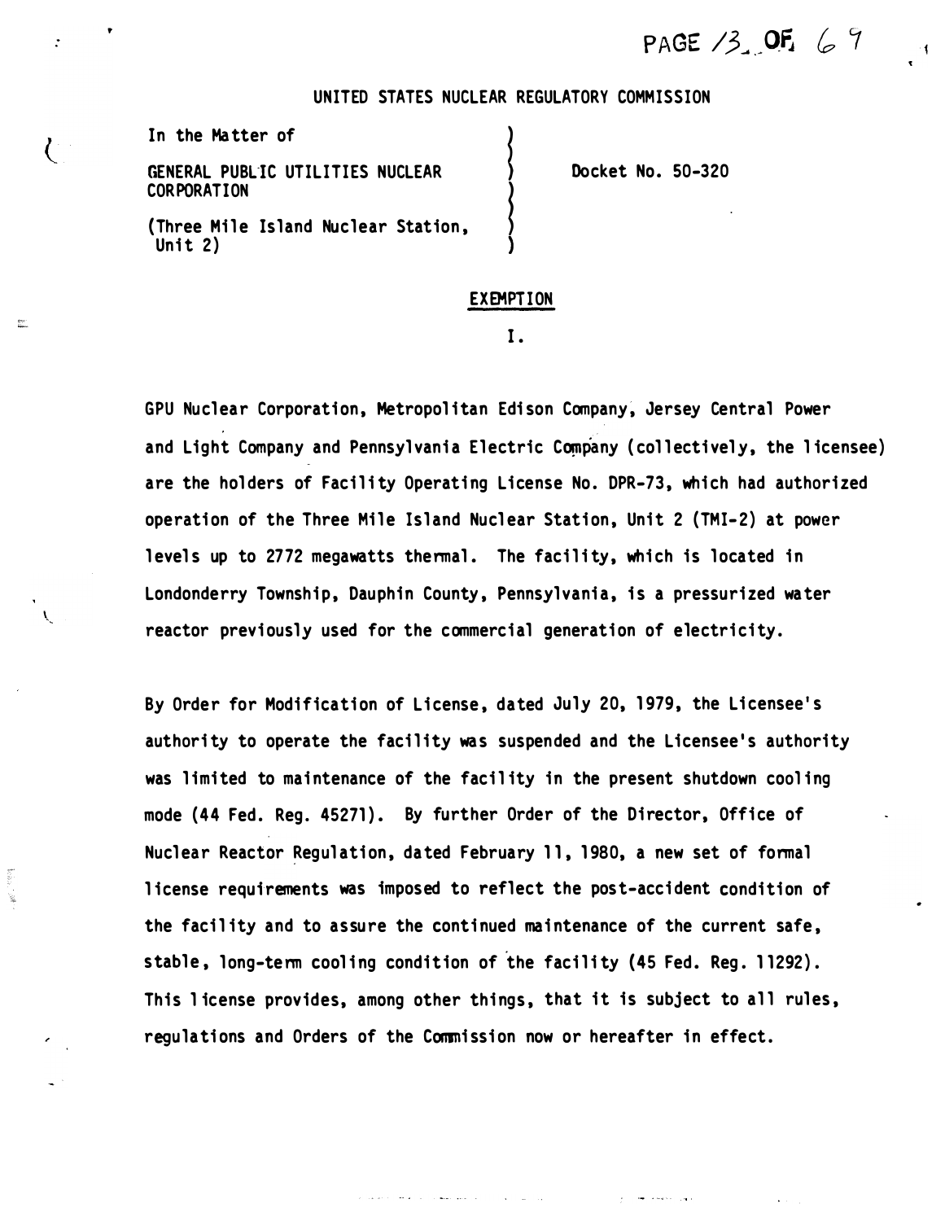UNITED STATES NUCLEAR REGULATORY COMMISSION

In the Matter of

GENERAL PUBLIC UTILITIES NUCLEAR CORPORATION

(Three Mile Island Nuclear Station, Unit 2)

Docket No. 50-320

## EXEMPTION

### I.

GPU Nuclear Corporation, Metropolitan Edison Company, Jersey Central Power and Light Company and Pennsylvania Electric Company (collectively, the licensee) are the holders of Facility Operating License No. DPR-73, which had authorized operation of the Three Mile Island Nuclear Station, Unit 2 (TMI-2) at power levels up to 2772 megawatts thermal. The facility, which is located in Londonderry Township, Dauphin County, Pennsylvania, is a pressurized water reactor previously used for the commercial generation of electricity.

By Order for Modification of License, dated July 20, 1979, the Licensee's authority to operate the facility was suspended and the Licensee's authority was limited to maintenance of the facility in the present shutdown cooling mode (44 Fed. Reg. 45271). By further Order of the Director, Office of Nuclear Reactor Regulation, dated February 11, 1980, a new set of formal license requirements was imposed to reflect the post-accident condition of the facility and to assure the continued maintenance of the current safe, stable, long-term cooling condition of the facility (45 Fed. Reg. 11292). This license provides, among other things, that it is subject to all rules, regulations and Orders of the Commission now or hereafter in effect.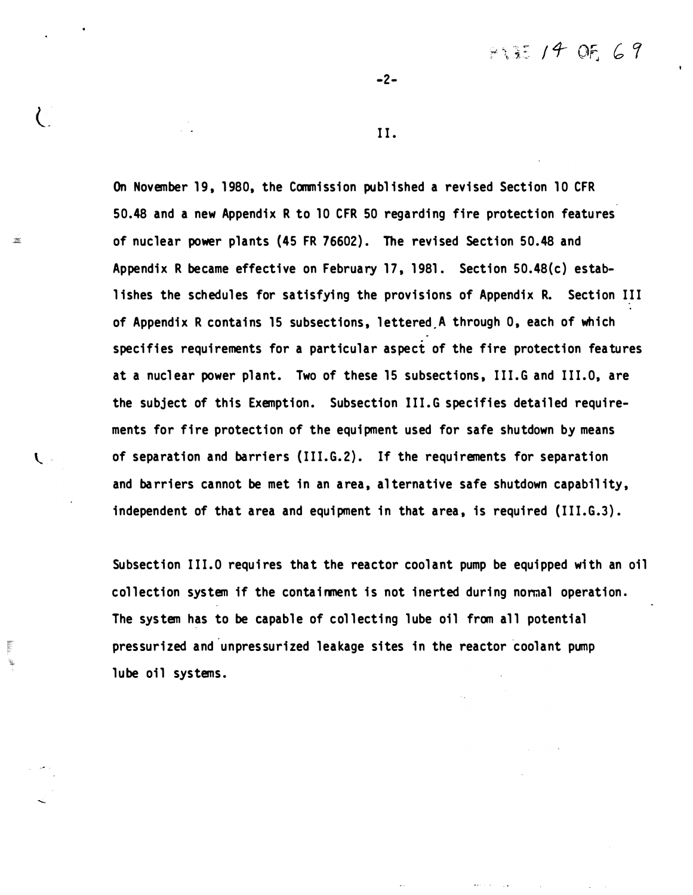II.

On November 19, 1980, the Commission published a revised Section 10 CFR 50.48 and a new Appendix R to 10 CFR 50 regarding fire protection features of nuclear power plants (45 FR 76602). The revised Section 50.48 and Appendix R became effective on February 17, 1981. Section 50.48(c) establishes the schedules for satisfying the provisions of Appendix R. Section III of Appendix R contains 15 subsections, lettered A through O, each of which specifies requirements for a particular aspect of the fire protection features at a nuclear power plant. Two of these 15 subsections, III.G and III.O, are the subject of this Exemption. Subsection III.G specifies detailed requirements for fire protection of the equipment used for safe shutdown by means of separation and barriers (III.G.2). If the requirements for separation and barriers cannot be met in an area, alternative safe shutdown capability, independent of that area and equipment in that area, is required (III.G.3).

Subsection III.O requires that the reactor coolant pump be equipped with an oil collection system if the containment is not inerted during normal operation. The system has to be capable of collecting lube oil from all potential pressurized and unpressurized leakage sites in the reactor coolant pump lube oil systems.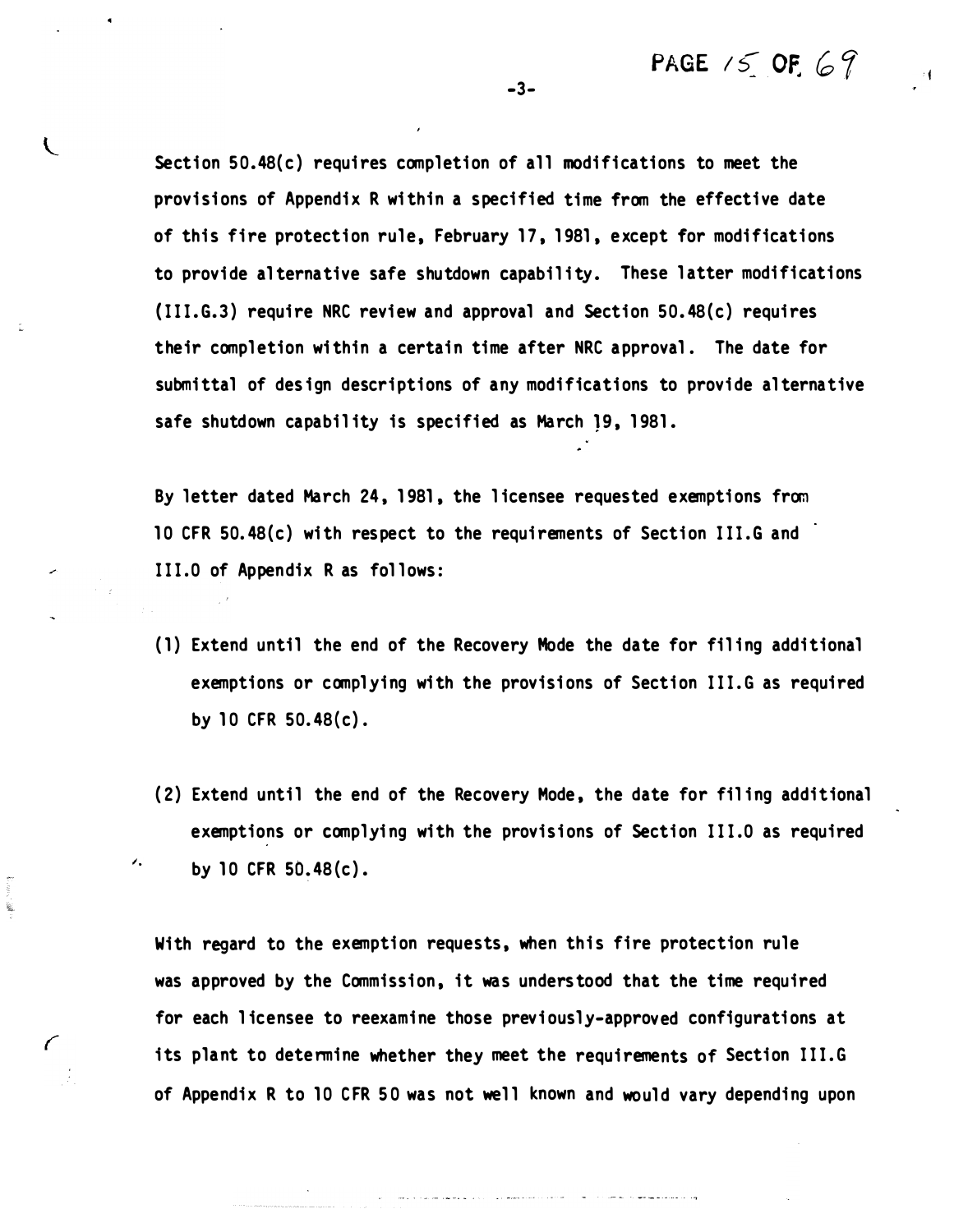Section 50.48(c) requires completion of all modifications to meet the provisions of Appendix R within a specified time from the effective date of this fire protection rule, February 17, 1981, except for modifications to provide alternative safe shutdown capability. These latter modifications (III.G.3) require NRC review and approval and Section 50.48(c) requires their completion within a certain time after NRC approval. The date for submittal of design descriptions of any modifications to provide alternative safe shutdown capability is specified as March 19, 1981.

By letter dated March 24, 1981, the licensee requested exemptions from 10 CFR 50.48(c) with respect to the requirements of Section III.G and III.O of Appendix R as follows:

(1) Extend until the end of the Recovery Mode the date for filing additional exemptions or complying with the provisions of Section III.G as required by 10 CFR 50.48(c).

(2) Extend until the end of the Recovery Mode, the date for filing additional exemptions or complying with the provisions of Section III.O as required by 10 CFR 50.48(c).

With regard to the exemption requests, when this fire protection rule was approved by the Commission, it was understood that the time required for each licensee to reexamine those previously-approved configurations at its plant to determine whether they meet the requirements of Section III.G of Appendix R to 10 CFR 50 was not well known and would vary depending upon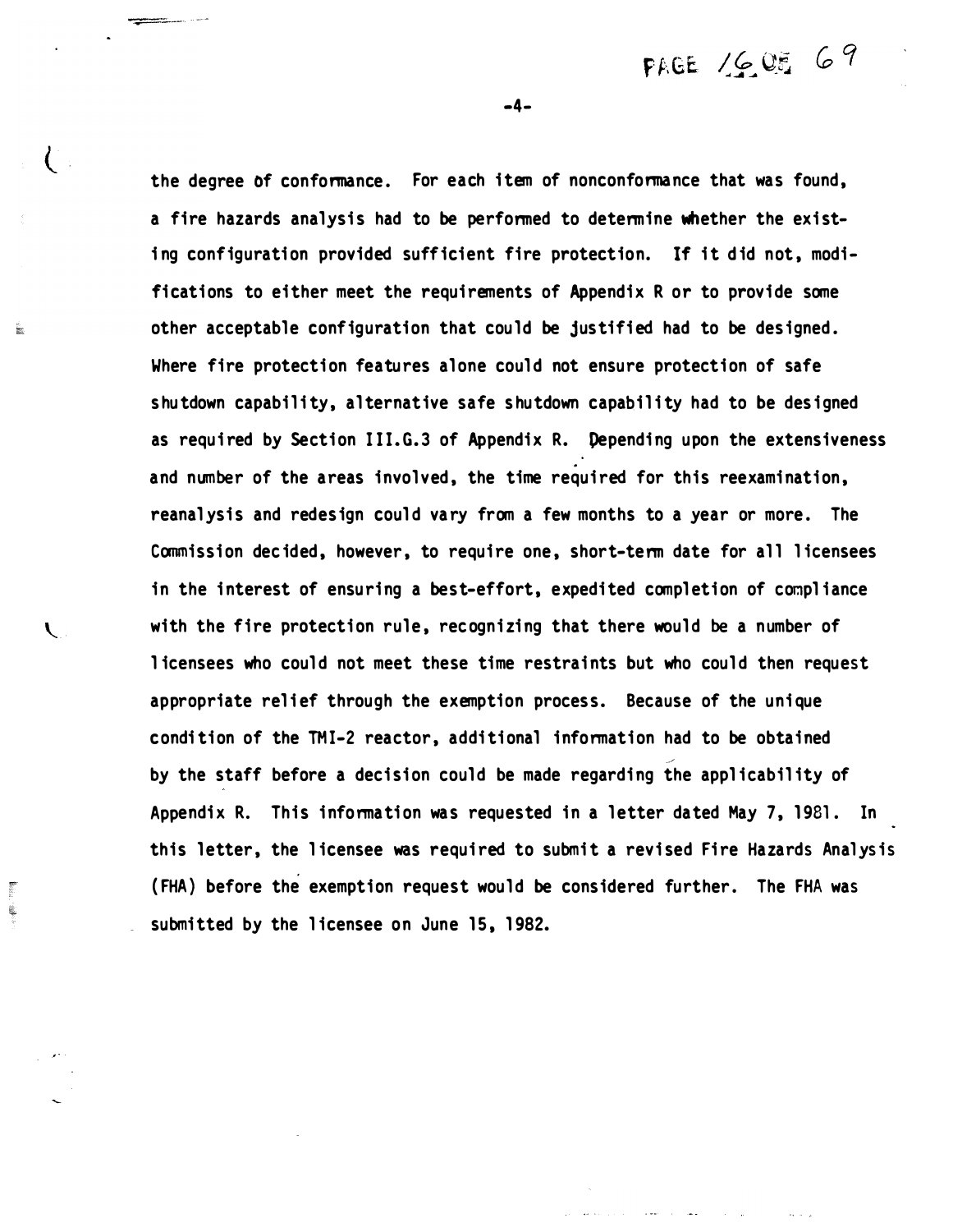the degree of conformance. For each item of nonconformance that was found, a fire hazards analysis had to be performed to determine whether the existing configuration provided sufficient fire protection. If it did not, modifications to either meet the requirements of Appendix R or to provide some other acceptable configuration that could be justified had to be designed. Where fire protection features alone could not ensure protection of safe shutdown capability, alternative safe shutdown capability had to be designed as required by Section III.G.3 of Appendix R. Depending upon the extensiveness and number of the areas involved, the time required for this reexamination, reanalysis and redesign could vary from a few months to a year or more. The Commission decided, however, to require one, short-term date for all licensees in the interest of ensuring a best-effort, expedited completion of compliance with the fire protection rule, recognizing that there would be a number of licensees who could not meet these time restraints but who could then request appropriate relief through the exemption process. Because of the unique condition of the TMI-2 reactor, additional information had to be obtained by the staff before a decision could be made regarding the applicability of Appendix R. This information was requested in a letter dated May 7, 1981. In this letter, the licensee was required to submit a revised Fire Hazards Analysis (FHA) before the exemption request would be considered further. The FHA was submitted by the licensee on June 15, 1982.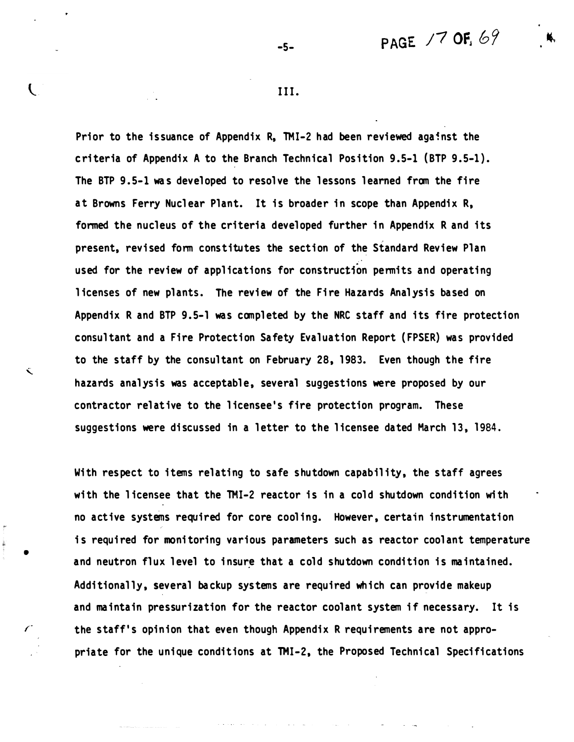III.

Prior to the issuance of Appendix R, TMI-2 had been reviewed against the criteria of Appendix A to the Branch Technical Position 9.5-1 (BTP 9.5-1). The BTP 9.5-1 was developed to resolve the lessons learned from the fire at Browns Ferry Nuclear Plant. It is broader in scope than Appendix R, formed the nucleus of the criteria developed further in Appendix R and its present, revised form constitutes the section of the Standard Review Plan used for the review of applications for construction permits and operating licenses of new plants. The review of the Fire Hazards Analysis based on Appendix R and BTP 9.5-1 was completed by the NRC staff and its fire protection consultant and a Fire Protection Safety Evaluation Report (FPSER) was provided to the staff by the consultant on February 28, 1983. Even though the fire hazards analysis was acceptable, several suggestions were proposed by our contractor relative to the licensee's fire protection program. These suggestions were discussed in a letter to the licensee dated March 13, 1984.

With respect to items relating to safe shutdown capability, the staff agrees with the licensee that the TMI-2 reactor is in a cold shutdown condition with no active systems required for core cooling. However, certain instrumentation is required for monitoring various parameters such as reactor coolant temperature and neutron flux level to insure that a cold shutdown condition is maintained. Additionally, several backup systems are required which can provide makeup and maintain pressurization for the reactor coolant system if necessary. It is the staff's opinion that even though Appendix R requirements are not appropriate for the unique conditions at TMI-2, the Proposed Technical Specifications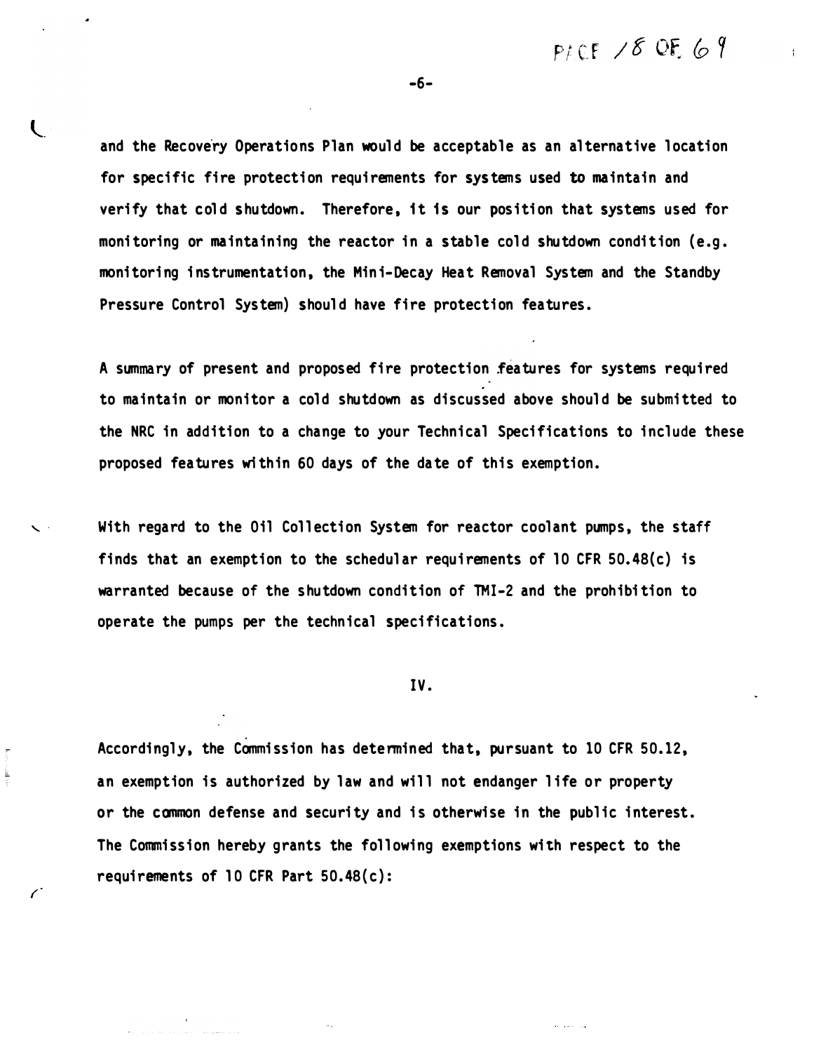and the Recovery Operations Plan would be acceptable as an alternative location for specific fire protection requirements for systems used to maintain and verify that cold shutdown. Therefore, it is our position that systems used for monitoring or maintaining the reactor in a stable cold shutdown condition (e.g. monitoring instrumentation, the Mini-Decay Heat Removal System and the Standby Pressure Control System) should have fire protection features.

A summary of present and proposed fire protection features for systems required to maintain or monitor a cold shutdown as discussed above should be submitted to the NRC in addition to a change to your Technical Specifications to include these proposed features within 60 days of the date of this exemption.

With regard to the Oil Collection System for reactor coolant pumps, the staff finds that an exemption to the schedular requirements of 10 CFR 50.48(c) is warranted because of the shutdown condition of TMI-2 and the prohibition to operate the pumps per the technical specifications.

IV.

Accordingly, the Commission has determined that, pursuant to 10 CFR 50.12, an exemption is authorized by law and will not endanger life or property or the common defense and security and is otherwise in the public interest. The Commission hereby grants the following exemptions with respect to the requirements of 10 CFR Part 50.48(c):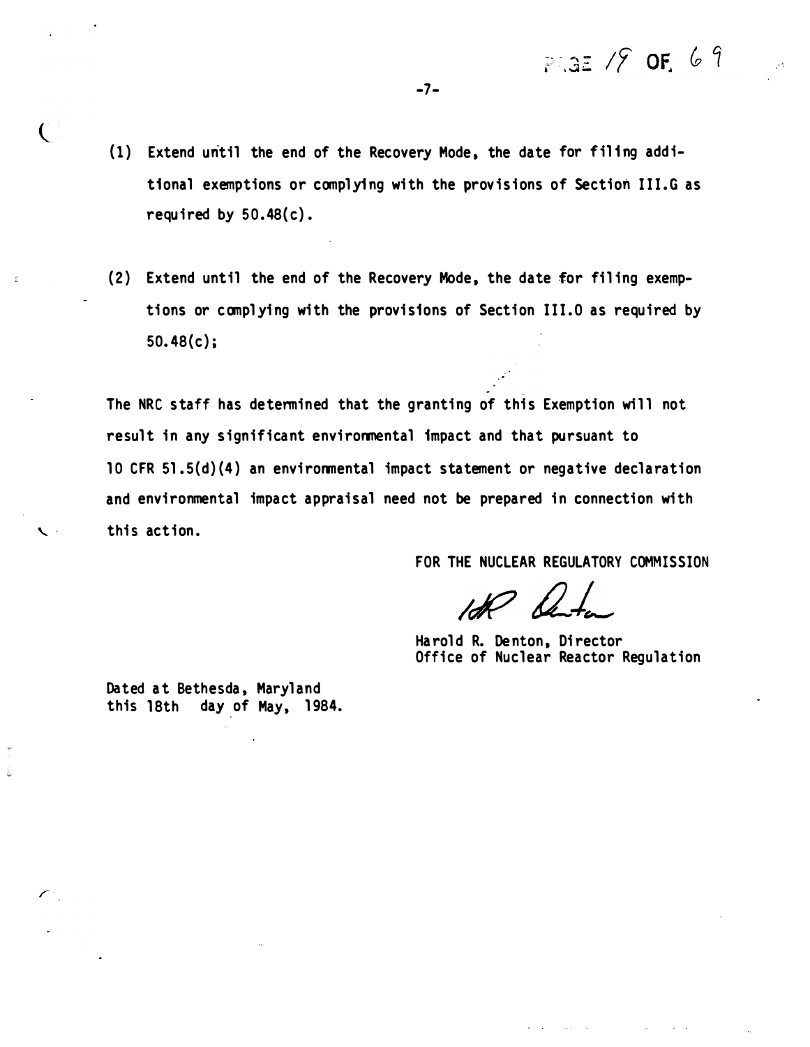(1) Extend until the end of the Recovery Mode, the date for filing additional exemptions or complying with the provisions of Section III.G as required by 50.48(c).

(2) Extend until the end of the Recovery Mode, the date for filing exemptions or complying with the provisions of Section III.O as required by 50.48(c);

The NRC staff has determined that the granting of this Exemption will not result in any significant environmental impact and that pursuant to 10 CFR 51.5(d)(4) an environmental impact statement or negative declaration and environmental impact appraisal need not be prepared in connection with this action.

FOR THE NUCLEAR REGULATORY COMMISSION

Harold R. Denton, Director
Office of Nuclear Reactor Regulation

Dated at Bethesda, Maryland
this 18th day of May, 1984.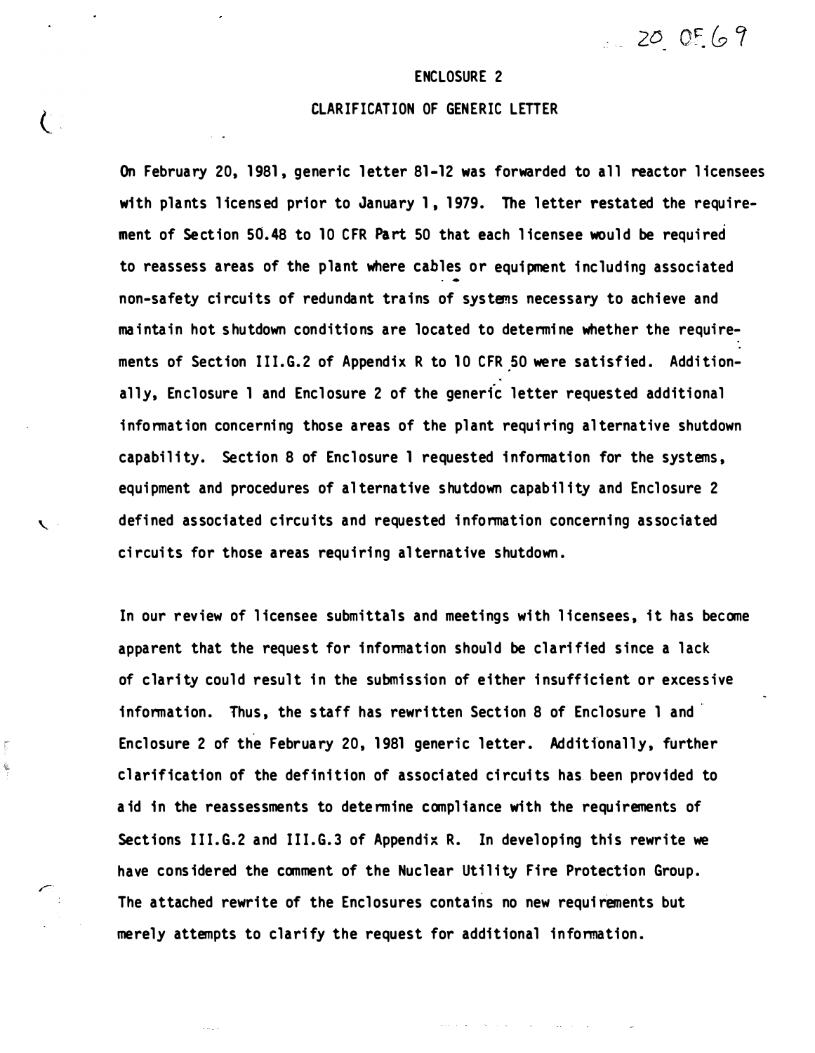# ENCLOSURE 2

## CLARIFICATION OF GENERIC LETTER

On February 20, 1981, generic letter 81-12 was forwarded to all reactor licensees with plants licensed prior to January 1, 1979. The letter restated the requirement of Section 50.48 to 10 CFR Part 50 that each licensee would be required to reassess areas of the plant where cables or equipment including associated non-safety circuits of redundant trains of systems necessary to achieve and maintain hot shutdown conditions are located to determine whether the requirements of Section III.G.2 of Appendix R to 10 CFR 50 were satisfied. Additionally, Enclosure 1 and Enclosure 2 of the generic letter requested additional information concerning those areas of the plant requiring alternative shutdown capability. Section 8 of Enclosure 1 requested information for the systems, equipment and procedures of alternative shutdown capability and Enclosure 2 defined associated circuits and requested information concerning associated circuits for those areas requiring alternative shutdown.

In our review of licensee submittals and meetings with licensees, it has become apparent that the request for information should be clarified since a lack of clarity could result in the submission of either insufficient or excessive information. Thus, the staff has rewritten Section 8 of Enclosure 1 and Enclosure 2 of the February 20, 1981 generic letter. Additionally, further clarification of the definition of associated circuits has been provided to aid in the reassessments to determine compliance with the requirements of Sections III.G.2 and III.G.3 of Appendix R. In developing this rewrite we have considered the comment of the Nuclear Utility Fire Protection Group. The attached rewrite of the Enclosures contains no new requirements but merely attempts to clarify the request for additional information.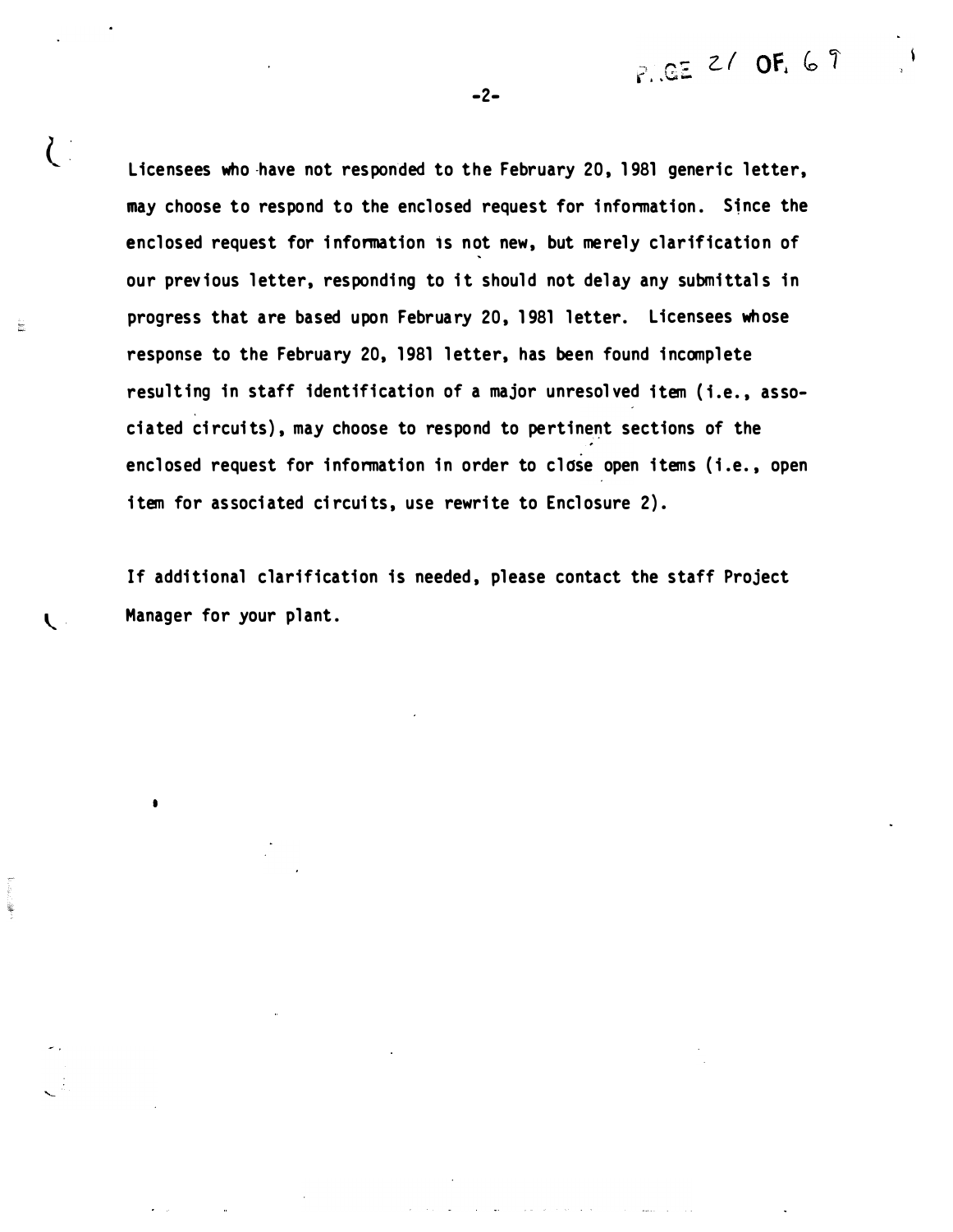Licensees who have not responded to the February 20, 1981 generic letter, may choose to respond to the enclosed request for information. Since the enclosed request for information is not new, but merely clarification of our previous letter, responding to it should not delay any submittals in progress that are based upon February 20, 1981 letter. Licensees whose response to the February 20, 1981 letter, has been found incomplete resulting in staff identification of a major unresolved item (i.e., associated circuits), may choose to respond to pertinent sections of the enclosed request for information in order to close open items (i.e., open item for associated circuits, use rewrite to Enclosure 2).

If additional clarification is needed, please contact the staff Project Manager for your plant.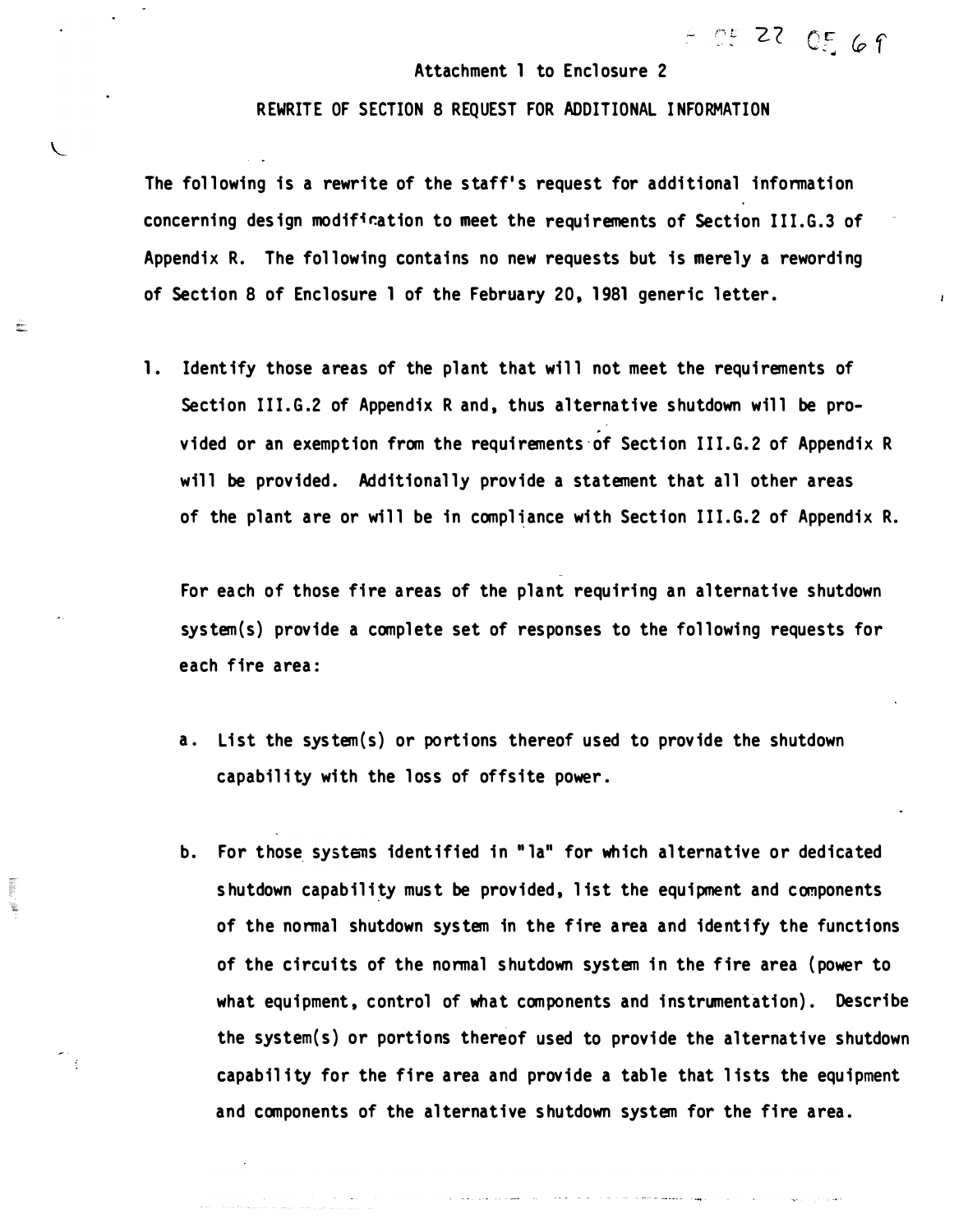Attachment 1 to Enclosure 2

REWRITE OF SECTION 8 REQUEST FOR ADDITIONAL INFORMATION

The following is a rewrite of the staff's request for additional information concerning design modification to meet the requirements of Section III.G.3 of Appendix R. The following contains no new requests but is merely a rewording of Section 8 of Enclosure 1 of the February 20, 1981 generic letter.

1. Identify those areas of the plant that will not meet the requirements of Section III.G.2 of Appendix R and, thus alternative shutdown will be provided or an exemption from the requirements of Section III.G.2 of Appendix R will be provided. Additionally provide a statement that all other areas of the plant are or will be in compliance with Section III.G.2 of Appendix R.

   For each of those fire areas of the plant requiring an alternative shutdown system(s) provide a complete set of responses to the following requests for each fire area:

   a. List the system(s) or portions thereof used to provide the shutdown capability with the loss of offsite power.

   b. For those systems identified in "1a" for which alternative or dedicated shutdown capability must be provided, list the equipment and components of the normal shutdown system in the fire area and identify the functions of the circuits of the normal shutdown system in the fire area (power to what equipment, control of what components and instrumentation). Describe the system(s) or portions thereof used to provide the alternative shutdown capability for the fire area and provide a table that lists the equipment and components of the alternative shutdown system for the fire area.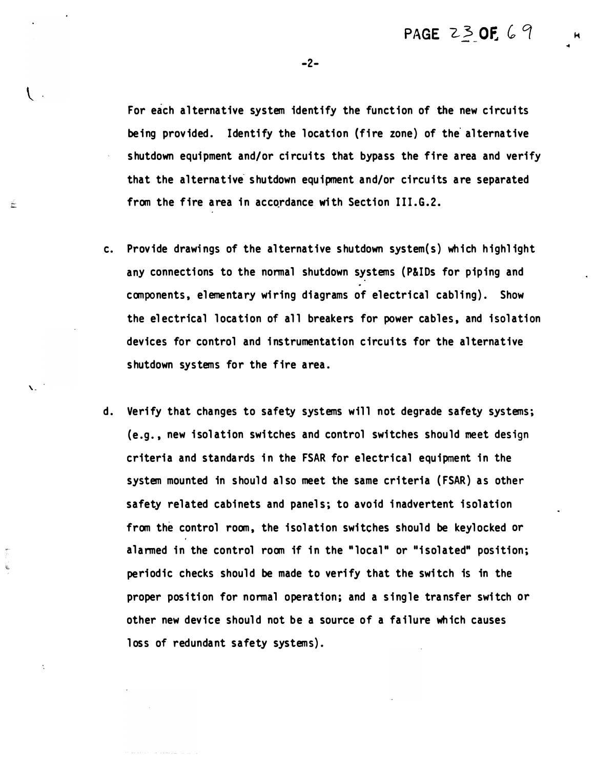For each alternative system identify the function of the new circuits being provided. Identify the location (fire zone) of the alternative shutdown equipment and/or circuits that bypass the fire area and verify that the alternative shutdown equipment and/or circuits are separated from the fire area in accordance with Section III.G.2.

c. Provide drawings of the alternative shutdown system(s) which highlight any connections to the normal shutdown systems (P&IDs for piping and components, elementary wiring diagrams of electrical cabling). Show the electrical location of all breakers for power cables, and isolation devices for control and instrumentation circuits for the alternative shutdown systems for the fire area.

d. Verify that changes to safety systems will not degrade safety systems; (e.g., new isolation switches and control switches should meet design criteria and standards in the FSAR for electrical equipment in the system mounted in should also meet the same criteria (FSAR) as other safety related cabinets and panels; to avoid inadvertent isolation from the control room, the isolation switches should be keylocked or alarmed in the control room if in the "local" or "isolated" position; periodic checks should be made to verify that the switch is in the proper position for normal operation; and a single transfer switch or other new device should not be a source of a failure which causes loss of redundant safety systems).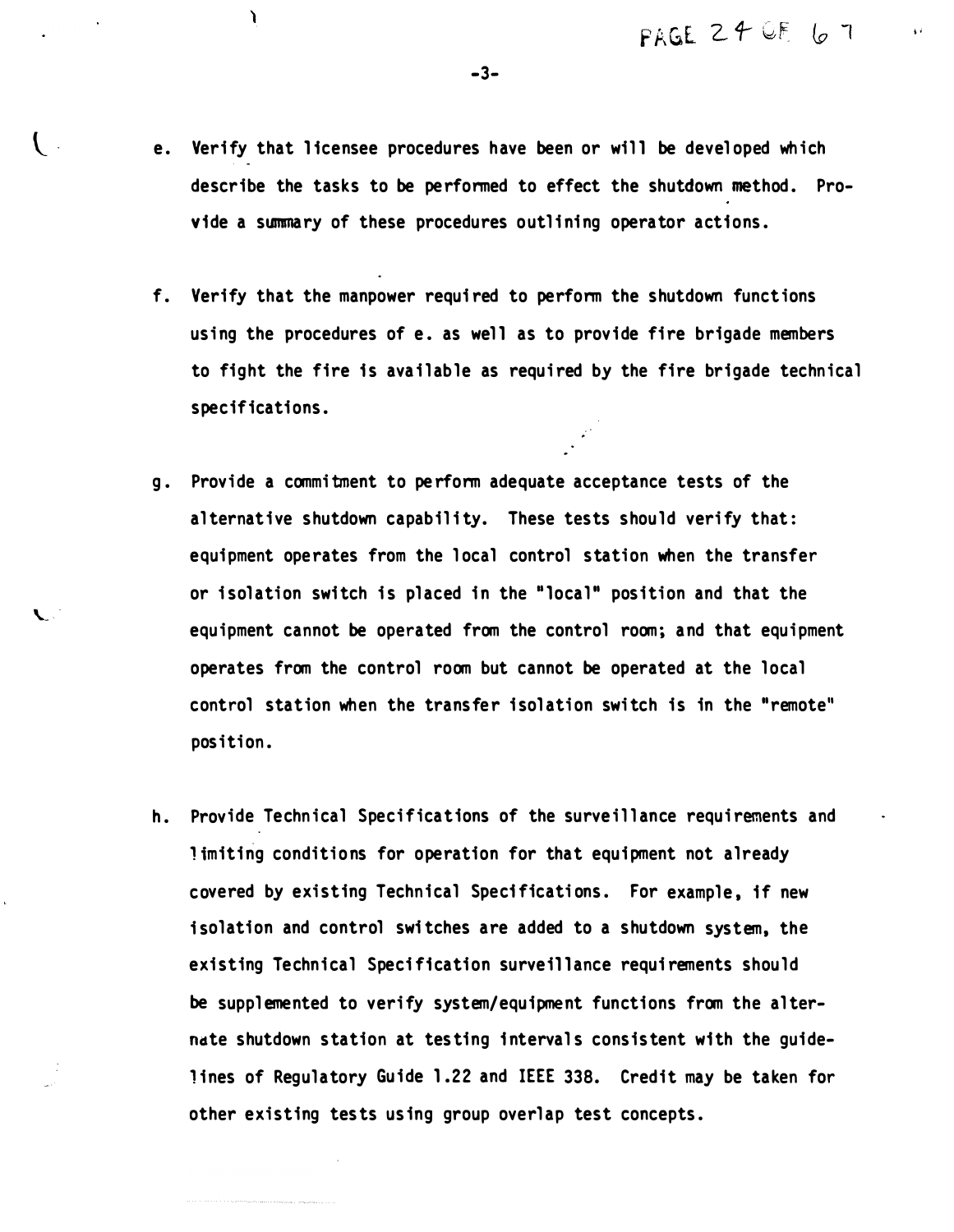e. Verify that licensee procedures have been or will be developed which describe the tasks to be performed to effect the shutdown method. Provide a summary of these procedures outlining operator actions.

f. Verify that the manpower required to perform the shutdown functions using the procedures of e. as well as to provide fire brigade members to fight the fire is available as required by the fire brigade technical specifications.

g. Provide a commitment to perform adequate acceptance tests of the alternative shutdown capability. These tests should verify that: equipment operates from the local control station when the transfer or isolation switch is placed in the "local" position and that the equipment cannot be operated from the control room; and that equipment operates from the control room but cannot be operated at the local control station when the transfer isolation switch is in the "remote" position.

h. Provide Technical Specifications of the surveillance requirements and limiting conditions for operation for that equipment not already covered by existing Technical Specifications. For example, if new isolation and control switches are added to a shutdown system, the existing Technical Specification surveillance requirements should be supplemented to verify system/equipment functions from the alternate shutdown station at testing intervals consistent with the guidelines of Regulatory Guide 1.22 and IEEE 338. Credit may be taken for other existing tests using group overlap test concepts.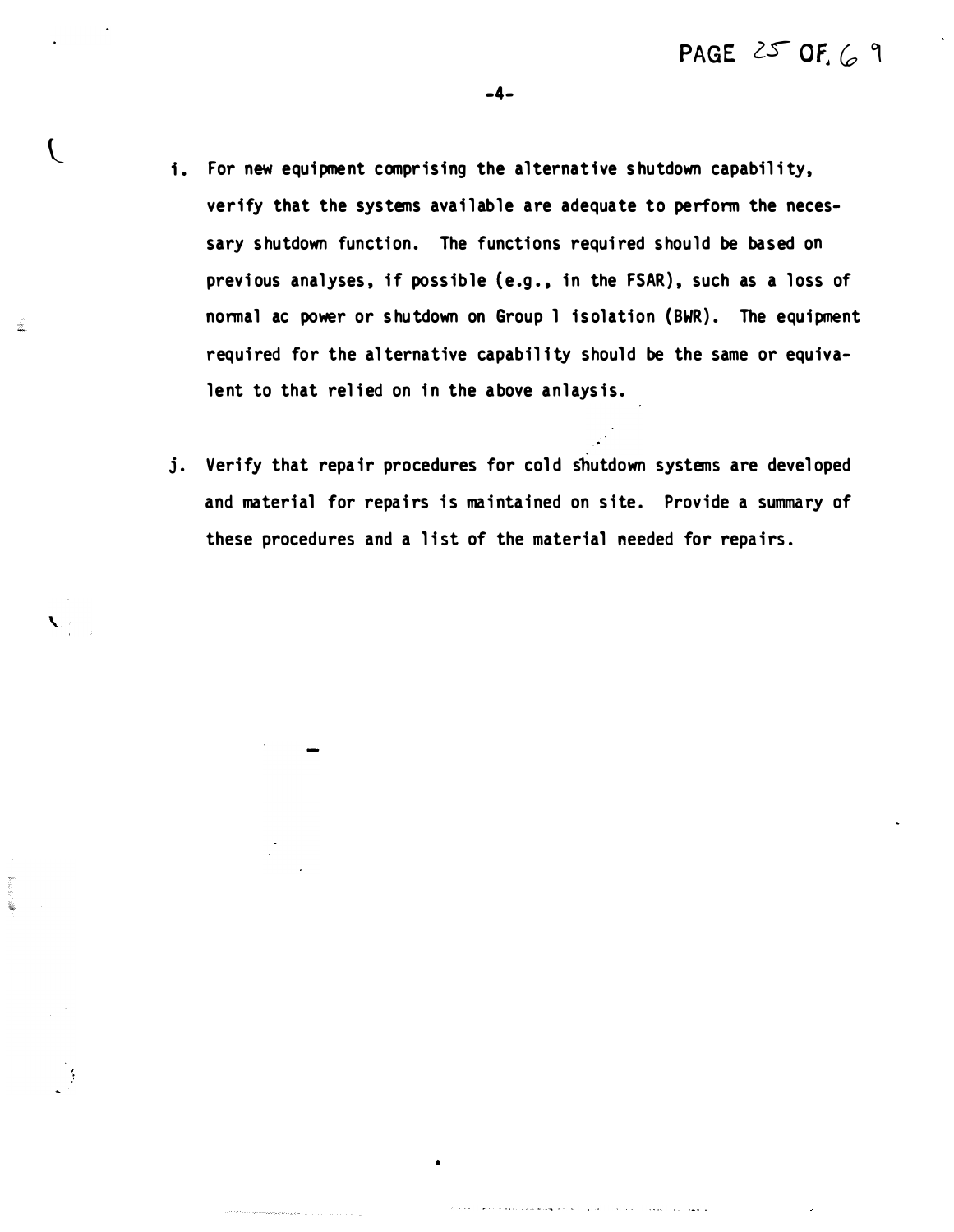i. For new equipment comprising the alternative shutdown capability, verify that the systems available are adequate to perform the necessary shutdown function. The functions required should be based on previous analyses, if possible (e.g., in the FSAR), such as a loss of normal ac power or shutdown on Group 1 isolation (BWR). The equipment required for the alternative capability should be the same or equivalent to that relied on in the above anlaysis.

j. Verify that repair procedures for cold shutdown systems are developed and material for repairs is maintained on site. Provide a summary of these procedures and a list of the material needed for repairs.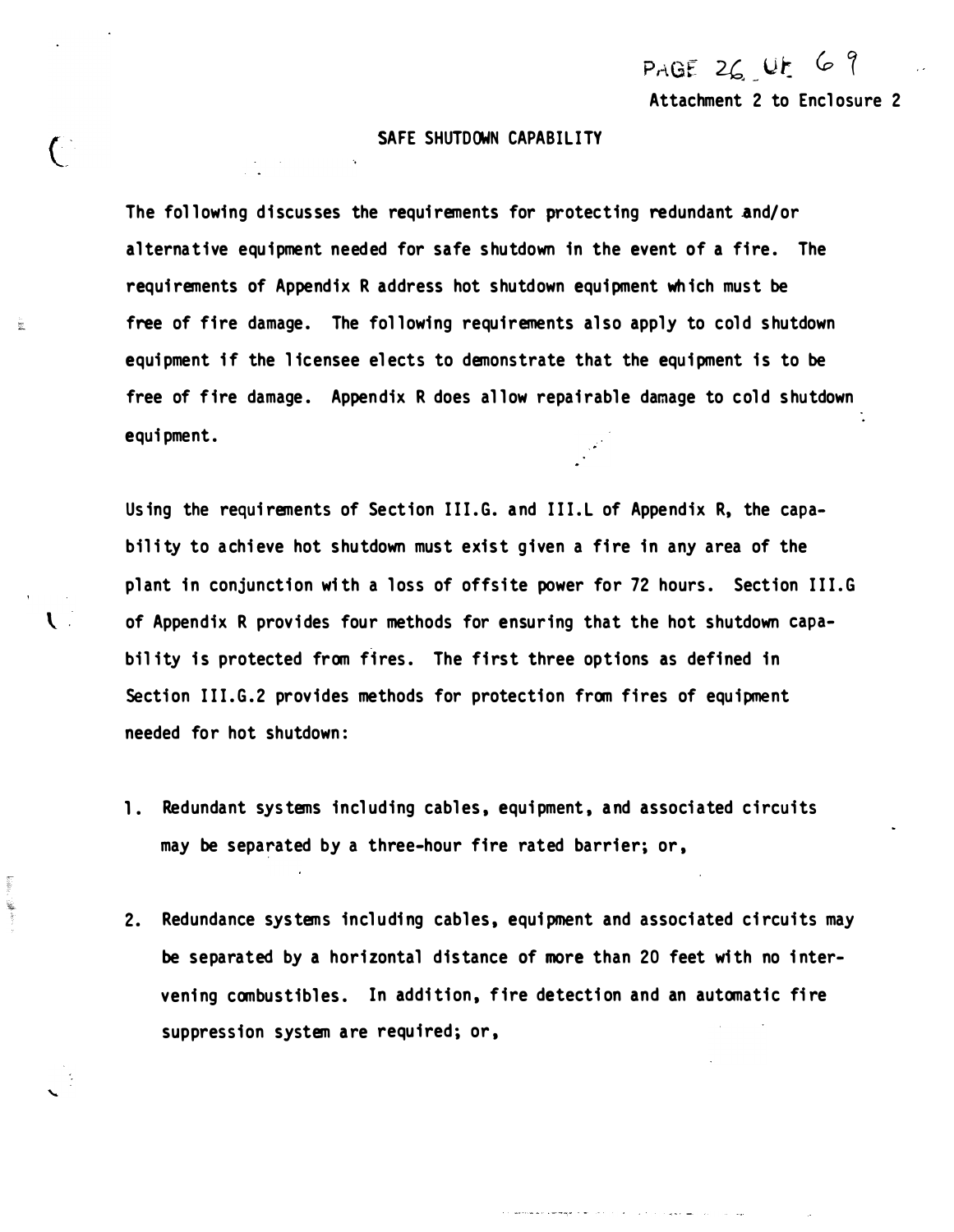Attachment 2 to Enclosure 2

## SAFE SHUTDOWN CAPABILITY

The following discusses the requirements for protecting redundant and/or alternative equipment needed for safe shutdown in the event of a fire. The requirements of Appendix R address hot shutdown equipment which must be free of fire damage. The following requirements also apply to cold shutdown equipment if the licensee elects to demonstrate that the equipment is to be free of fire damage. Appendix R does allow repairable damage to cold shutdown equipment.

Using the requirements of Section III.G. and III.L of Appendix R, the capability to achieve hot shutdown must exist given a fire in any area of the plant in conjunction with a loss of offsite power for 72 hours. Section III.G of Appendix R provides four methods for ensuring that the hot shutdown capability is protected from fires. The first three options as defined in Section III.G.2 provides methods for protection from fires of equipment needed for hot shutdown:

1. Redundant systems including cables, equipment, and associated circuits may be separated by a three-hour fire rated barrier; or,

2. Redundance systems including cables, equipment and associated circuits may be separated by a horizontal distance of more than 20 feet with no intervening combustibles. In addition, fire detection and an automatic fire suppression system are required; or,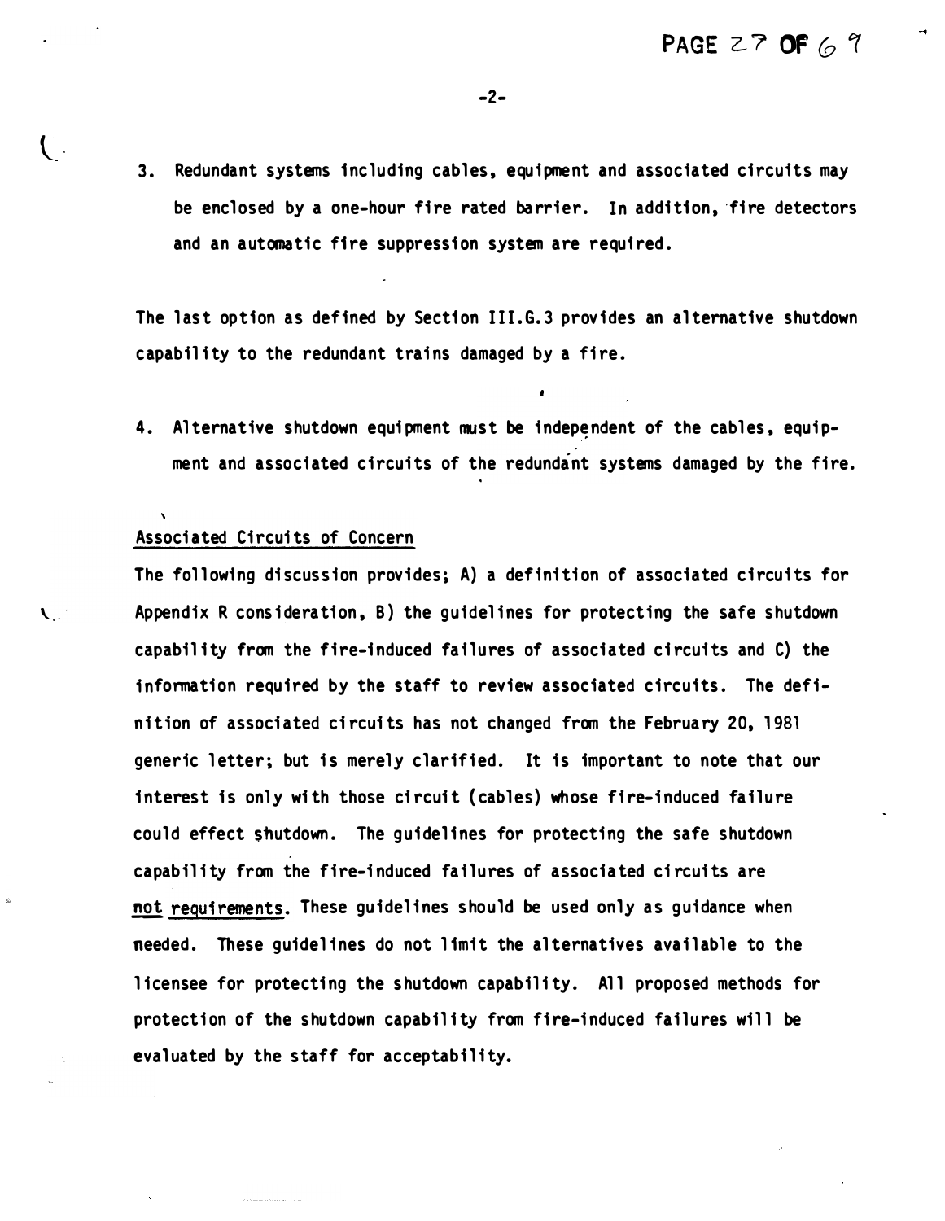3. Redundant systems including cables, equipment and associated circuits may be enclosed by a one-hour fire rated barrier. In addition, fire detectors and an automatic fire suppression system are required.

The last option as defined by Section III.G.3 provides an alternative shutdown capability to the redundant trains damaged by a fire.

4. Alternative shutdown equipment must be independent of the cables, equipment and associated circuits of the redundant systems damaged by the fire.

<u>Associated Circuits of Concern</u>

The following discussion provides; A) a definition of associated circuits for Appendix R consideration, B) the guidelines for protecting the safe shutdown capability from the fire-induced failures of associated circuits and C) the information required by the staff to review associated circuits. The definition of associated circuits has not changed from the February 20, 1981 generic letter; but is merely clarified. It is important to note that our interest is only with those circuit (cables) whose fire-induced failure could effect shutdown. The guidelines for protecting the safe shutdown capability from the fire-induced failures of associated circuits are <u>not requirements</u>. These guidelines should be used only as guidance when needed. These guidelines do not limit the alternatives available to the licensee for protecting the shutdown capability. All proposed methods for protection of the shutdown capability from fire-induced failures will be evaluated by the staff for acceptability.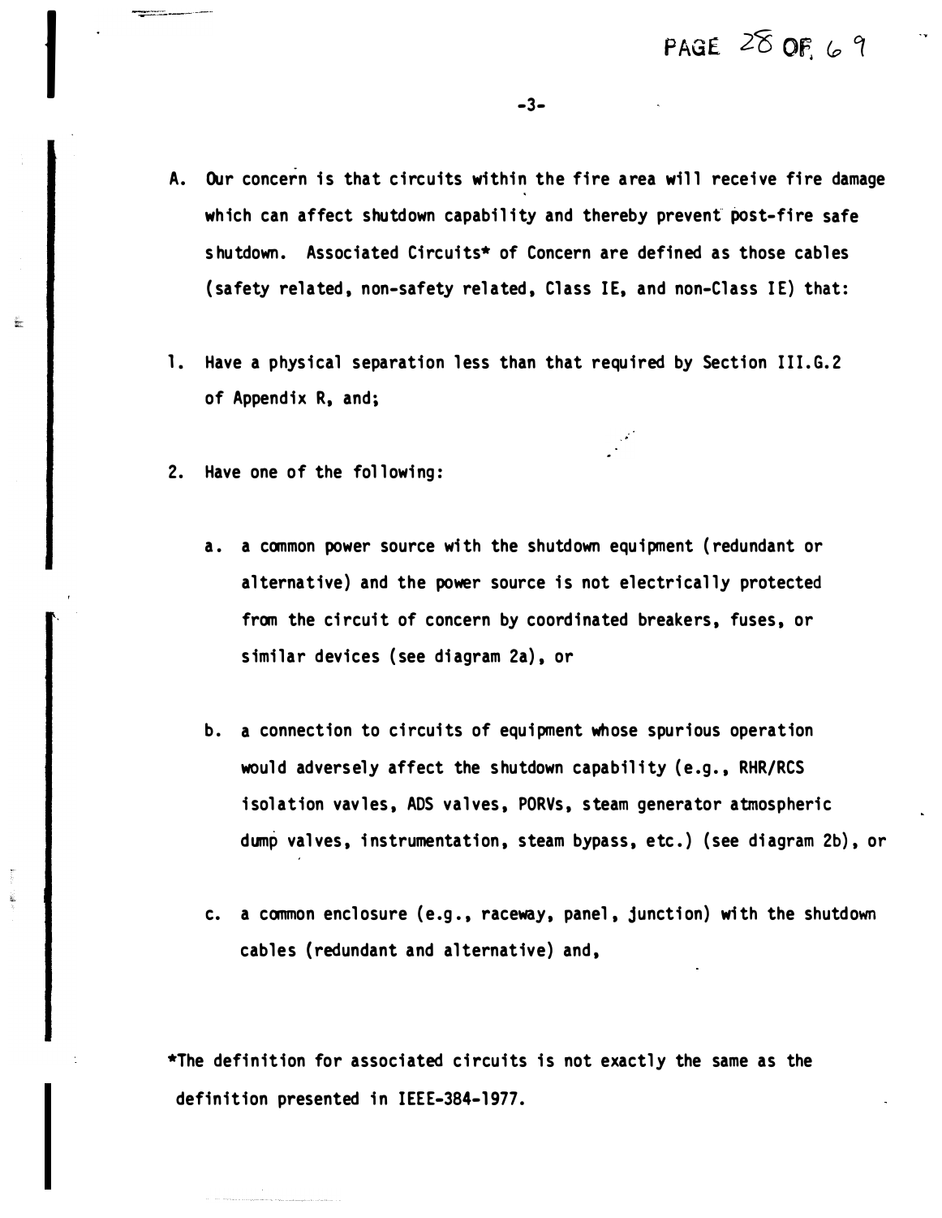A. Our concern is that circuits within the fire area will receive fire damage which can affect shutdown capability and thereby prevent post-fire safe shutdown. Associated Circuits* of Concern are defined as those cables (safety related, non-safety related, Class IE, and non-Class IE) that:

1. Have a physical separation less than that required by Section III.G.2 of Appendix R, and;

2. Have one of the following:

   a. a common power source with the shutdown equipment (redundant or alternative) and the power source is not electrically protected from the circuit of concern by coordinated breakers, fuses, or similar devices (see diagram 2a), or

   b. a connection to circuits of equipment whose spurious operation would adversely affect the shutdown capability (e.g., RHR/RCS isolation vavles, ADS valves, PORVs, steam generator atmospheric dump valves, instrumentation, steam bypass, etc.) (see diagram 2b), or

   c. a common enclosure (e.g., raceway, panel, junction) with the shutdown cables (redundant and alternative) and,

*The definition for associated circuits is not exactly the same as the definition presented in IEEE-384-1977.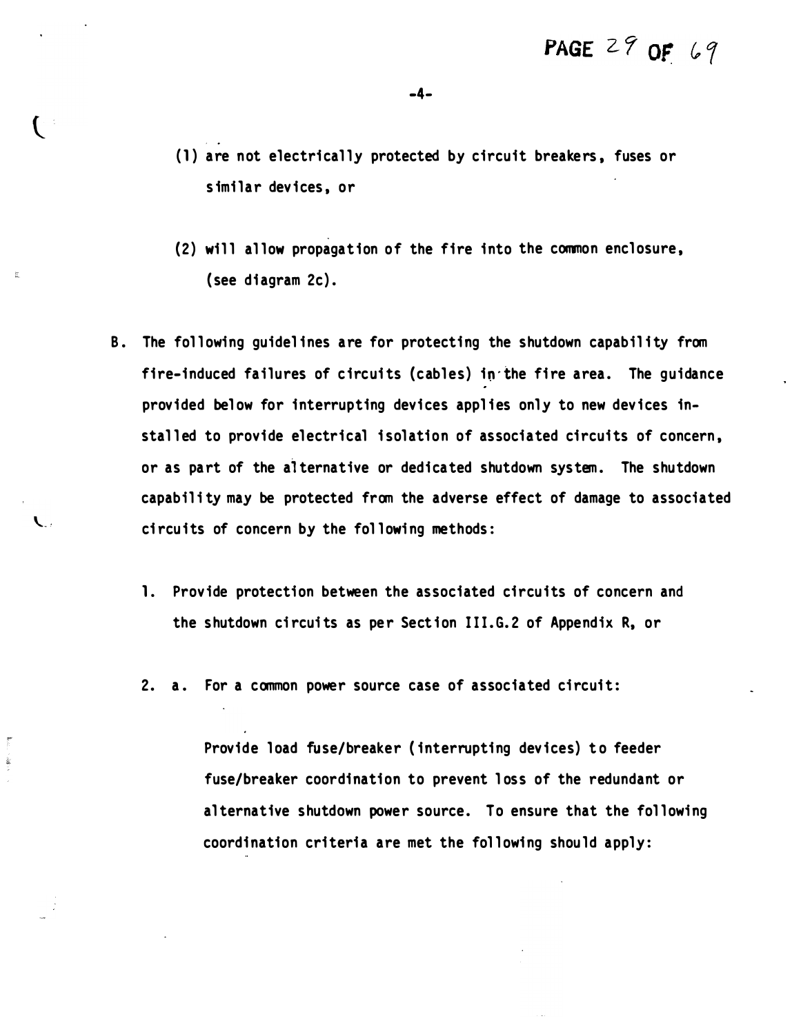(1) are not electrically protected by circuit breakers, fuses or similar devices, or

(2) will allow propagation of the fire into the common enclosure, (see diagram 2c).

B. The following guidelines are for protecting the shutdown capability from fire-induced failures of circuits (cables) in the fire area. The guidance provided below for interrupting devices applies only to new devices installed to provide electrical isolation of associated circuits of concern, or as part of the alternative or dedicated shutdown system. The shutdown capability may be protected from the adverse effect of damage to associated circuits of concern by the following methods:

1. Provide protection between the associated circuits of concern and the shutdown circuits as per Section III.G.2 of Appendix R, or

2. a. For a common power source case of associated circuit:

   Provide load fuse/breaker (interrupting devices) to feeder fuse/breaker coordination to prevent loss of the redundant or alternative shutdown power source. To ensure that the following coordination criteria are met the following should apply: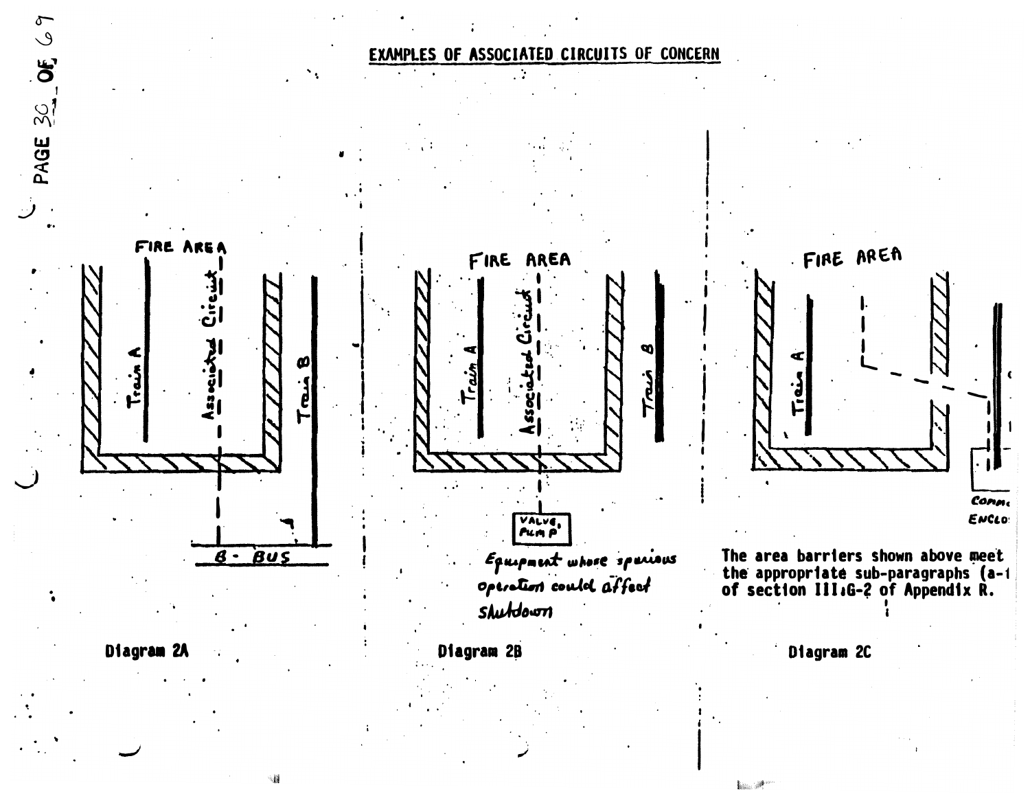# EXAMPLES OF ASSOCIATED CIRCUITS OF CONCERN

FIRE AREA

Train A

Associated Circuit

Train B

B - BUS

Diagram 2A

FIRE AREA

Train A

Associated Circuit

Train B

VALVE, PUMP

Equipment whose spurious operation could affect shutdown

Diagram 2B

FIRE AREA

Train A

COMM. ENCLO

The area barriers shown above meet the appropriate sub-paragraphs (a-1 of section III.G-2 of Appendix R.

Diagram 2C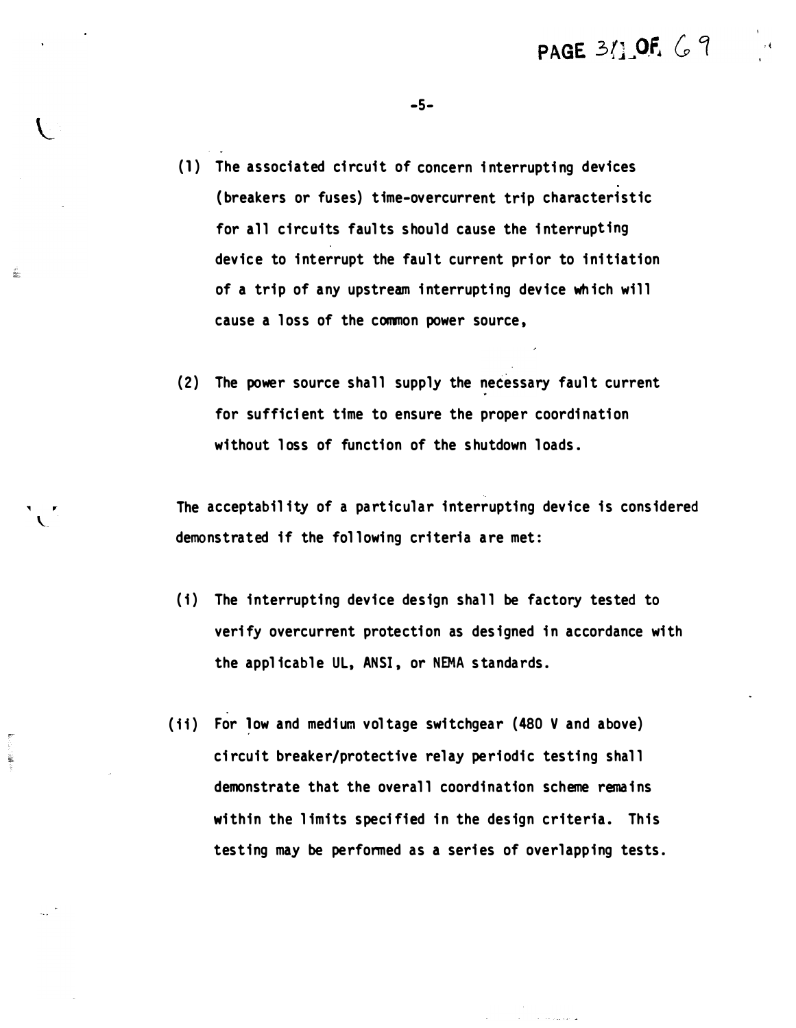(1) The associated circuit of concern interrupting devices (breakers or fuses) time-overcurrent trip characteristic for all circuits faults should cause the interrupting device to interrupt the fault current prior to initiation of a trip of any upstream interrupting device which will cause a loss of the common power source,

(2) The power source shall supply the necessary fault current for sufficient time to ensure the proper coordination without loss of function of the shutdown loads.

The acceptability of a particular interrupting device is considered demonstrated if the following criteria are met:

(i) The interrupting device design shall be factory tested to verify overcurrent protection as designed in accordance with the applicable UL, ANSI, or NEMA standards.

(ii) For low and medium voltage switchgear (480 V and above) circuit breaker/protective relay periodic testing shall demonstrate that the overall coordination scheme remains within the limits specified in the design criteria. This testing may be performed as a series of overlapping tests.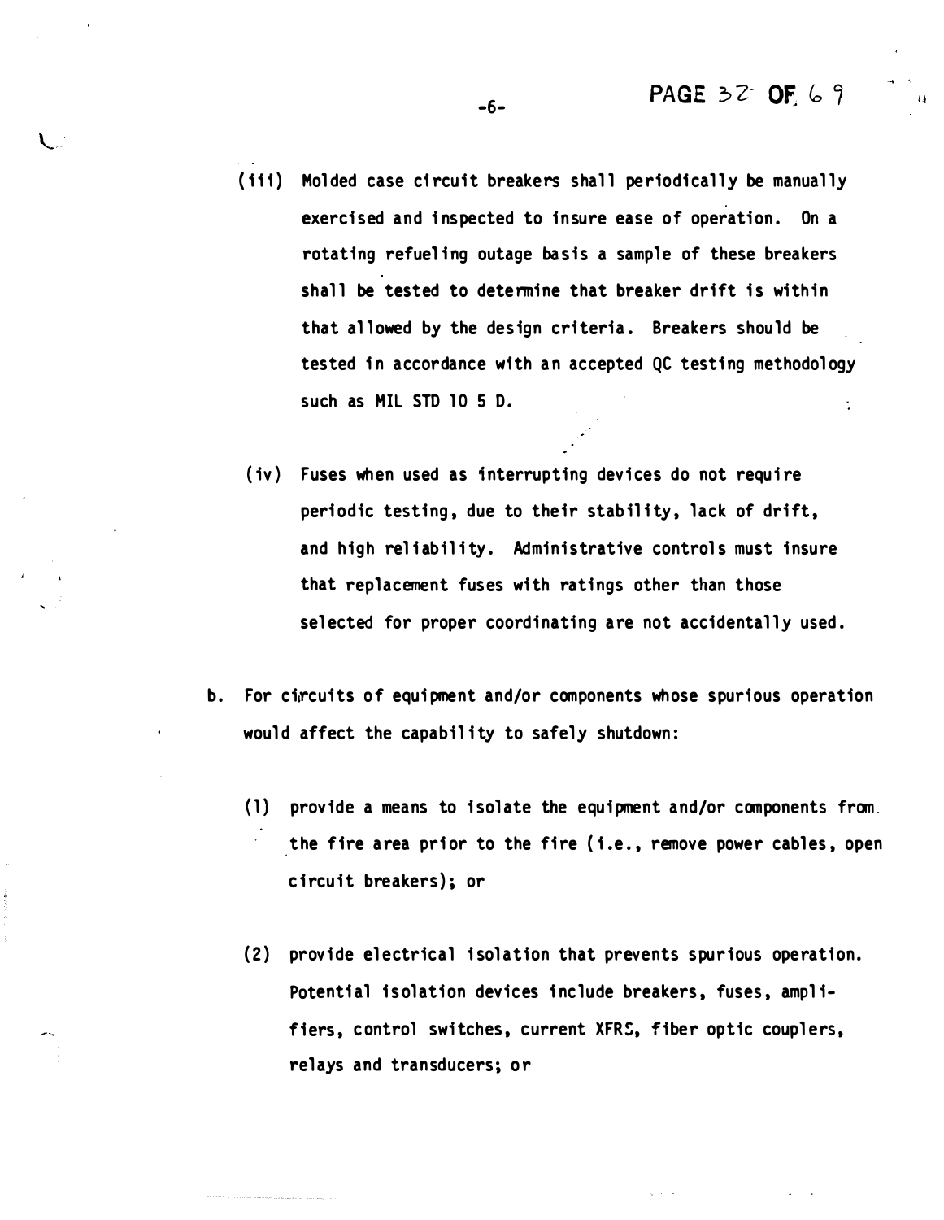(iii) Molded case circuit breakers shall periodically be manually exercised and inspected to insure ease of operation. On a rotating refueling outage basis a sample of these breakers shall be tested to determine that breaker drift is within that allowed by the design criteria. Breakers should be tested in accordance with an accepted QC testing methodology such as MIL STD 10 5 D.

(iv) Fuses when used as interrupting devices do not require periodic testing, due to their stability, lack of drift, and high reliability. Administrative controls must insure that replacement fuses with ratings other than those selected for proper coordinating are not accidentally used.

b. For circuits of equipment and/or components whose spurious operation would affect the capability to safely shutdown:

(1) provide a means to isolate the equipment and/or components from the fire area prior to the fire (i.e., remove power cables, open circuit breakers); or

(2) provide electrical isolation that prevents spurious operation. Potential isolation devices include breakers, fuses, amplifiers, control switches, current XFRS, fiber optic couplers, relays and transducers; or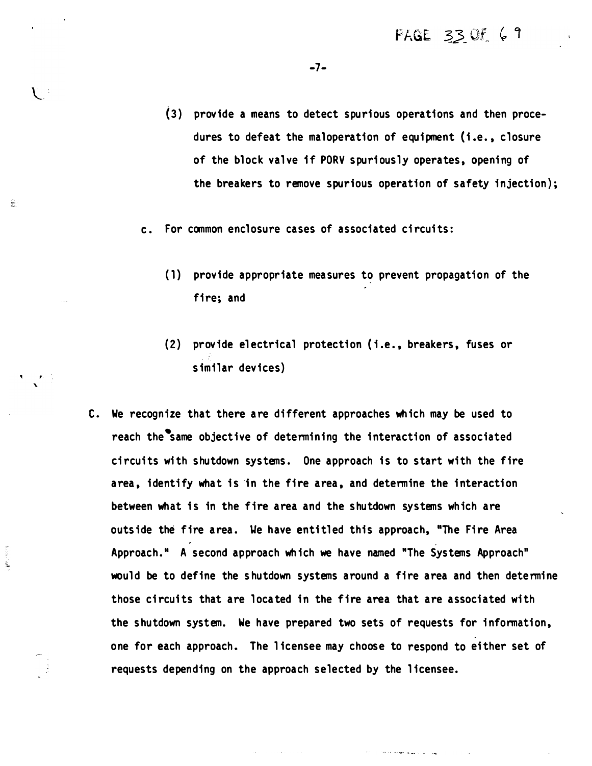(3) provide a means to detect spurious operations and then procedures to defeat the maloperation of equipment (i.e., closure of the block valve if PORV spuriously operates, opening of the breakers to remove spurious operation of safety injection);

c. For common enclosure cases of associated circuits:

   (1) provide appropriate measures to prevent propagation of the fire; and

   (2) provide electrical protection (i.e., breakers, fuses or similar devices)

C. We recognize that there are different approaches which may be used to reach the same objective of determining the interaction of associated circuits with shutdown systems. One approach is to start with the fire area, identify what is in the fire area, and determine the interaction between what is in the fire area and the shutdown systems which are outside the fire area. We have entitled this approach, "The Fire Area Approach." A second approach which we have named "The Systems Approach" would be to define the shutdown systems around a fire area and then determine those circuits that are located in the fire area that are associated with the shutdown system. We have prepared two sets of requests for information, one for each approach. The licensee may choose to respond to either set of requests depending on the approach selected by the licensee.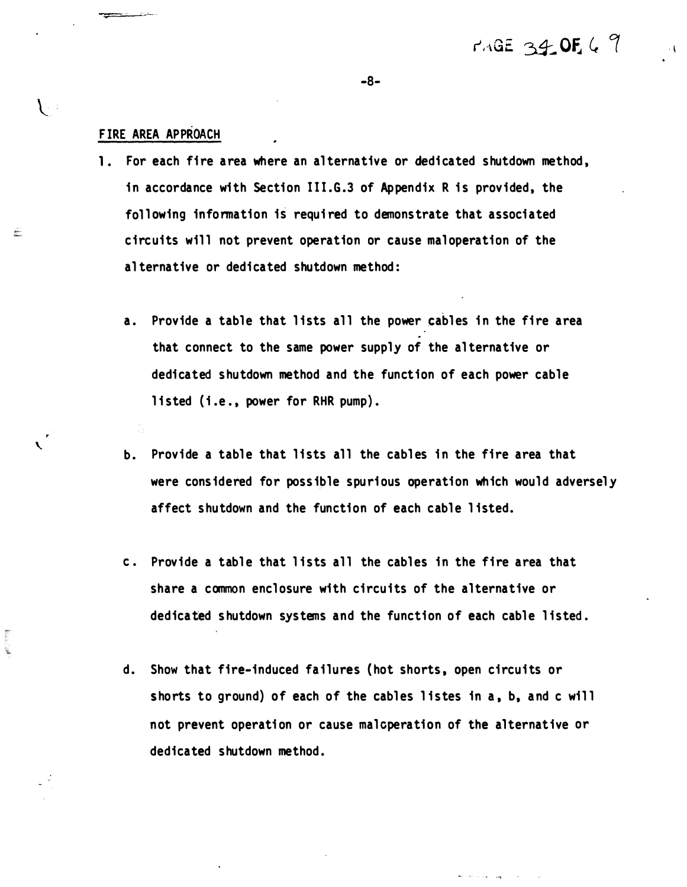## FIRE AREA APPROACH

1. For each fire area where an alternative or dedicated shutdown method, in accordance with Section III.G.3 of Appendix R is provided, the following information is required to demonstrate that associated circuits will not prevent operation or cause maloperation of the alternative or dedicated shutdown method:

   a. Provide a table that lists all the power cables in the fire area that connect to the same power supply of the alternative or dedicated shutdown method and the function of each power cable listed (i.e., power for RHR pump).

   b. Provide a table that lists all the cables in the fire area that were considered for possible spurious operation which would adversely affect shutdown and the function of each cable listed.

   c. Provide a table that lists all the cables in the fire area that share a common enclosure with circuits of the alternative or dedicated shutdown systems and the function of each cable listed.

   d. Show that fire-induced failures (hot shorts, open circuits or shorts to ground) of each of the cables listes in a, b, and c will not prevent operation or cause malcperation of the alternative or dedicated shutdown method.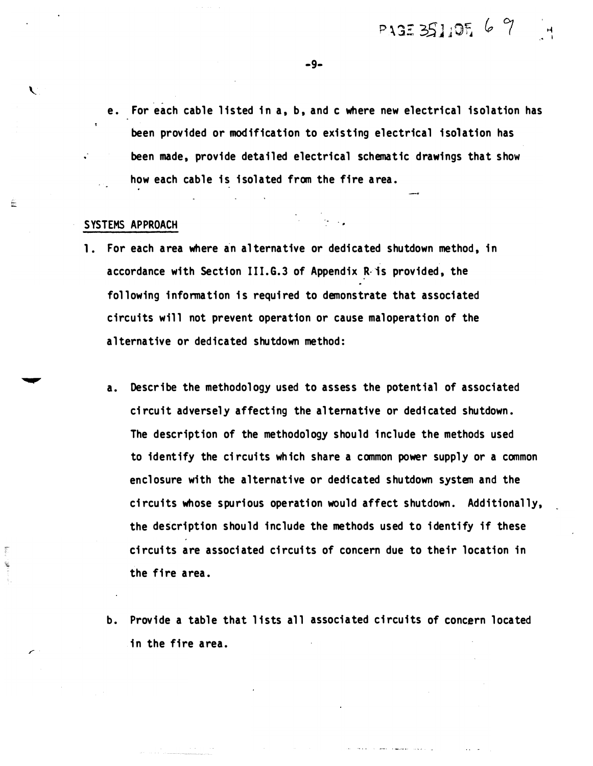e. For each cable listed in a, b, and c where new electrical isolation has been provided or modification to existing electrical isolation has been made, provide detailed electrical schematic drawings that show how each cable is isolated from the fire area.

SYSTEMS APPROACH

1. For each area where an alternative or dedicated shutdown method, in accordance with Section III.G.3 of Appendix R is provided, the following information is required to demonstrate that associated circuits will not prevent operation or cause maloperation of the alternative or dedicated shutdown method:

   a. Describe the methodology used to assess the potential of associated circuit adversely affecting the alternative or dedicated shutdown. The description of the methodology should include the methods used to identify the circuits which share a common power supply or a common enclosure with the alternative or dedicated shutdown system and the circuits whose spurious operation would affect shutdown. Additionally, the description should include the methods used to identify if these circuits are associated circuits of concern due to their location in the fire area.

   b. Provide a table that lists all associated circuits of concern located in the fire area.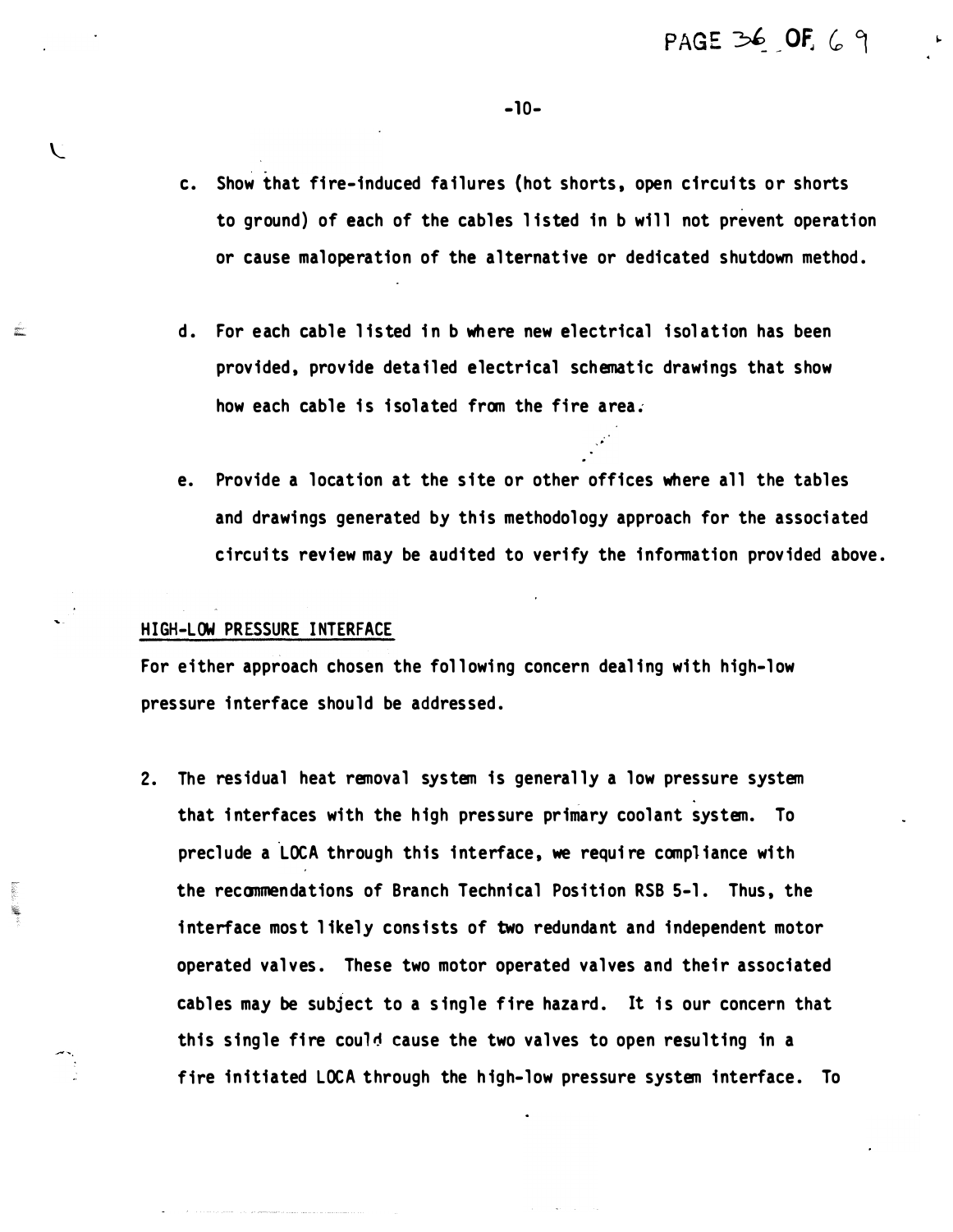c. Show that fire-induced failures (hot shorts, open circuits or shorts to ground) of each of the cables listed in b will not prevent operation or cause maloperation of the alternative or dedicated shutdown method.

d. For each cable listed in b where new electrical isolation has been provided, provide detailed electrical schematic drawings that show how each cable is isolated from the fire area.

e. Provide a location at the site or other offices where all the tables and drawings generated by this methodology approach for the associated circuits review may be audited to verify the information provided above.

HIGH-LOW PRESSURE INTERFACE

For either approach chosen the following concern dealing with high-low pressure interface should be addressed.

2. The residual heat removal system is generally a low pressure system that interfaces with the high pressure primary coolant system. To preclude a LOCA through this interface, we require compliance with the recommendations of Branch Technical Position RSB 5-1. Thus, the interface most likely consists of two redundant and independent motor operated valves. These two motor operated valves and their associated cables may be subject to a single fire hazard. It is our concern that this single fire could cause the two valves to open resulting in a fire initiated LOCA through the high-low pressure system interface. To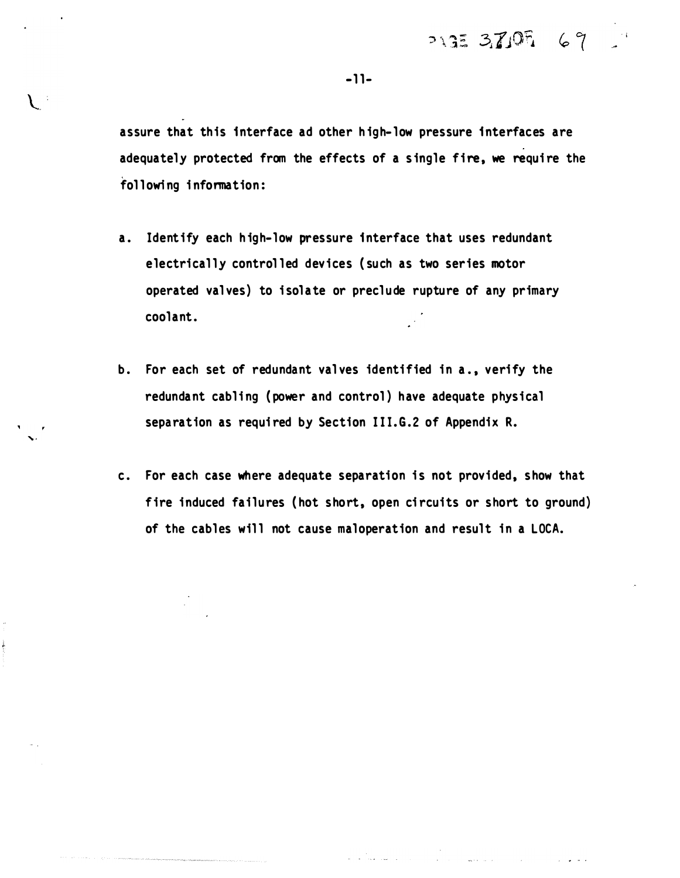assure that this interface ad other high-low pressure interfaces are adequately protected from the effects of a single fire, we require the following information:

a. Identify each high-low pressure interface that uses redundant electrically controlled devices (such as two series motor operated valves) to isolate or preclude rupture of any primary coolant.

b. For each set of redundant valves identified in a., verify the redundant cabling (power and control) have adequate physical separation as required by Section III.G.2 of Appendix R.

c. For each case where adequate separation is not provided, show that fire induced failures (hot short, open circuits or short to ground) of the cables will not cause maloperation and result in a LOCA.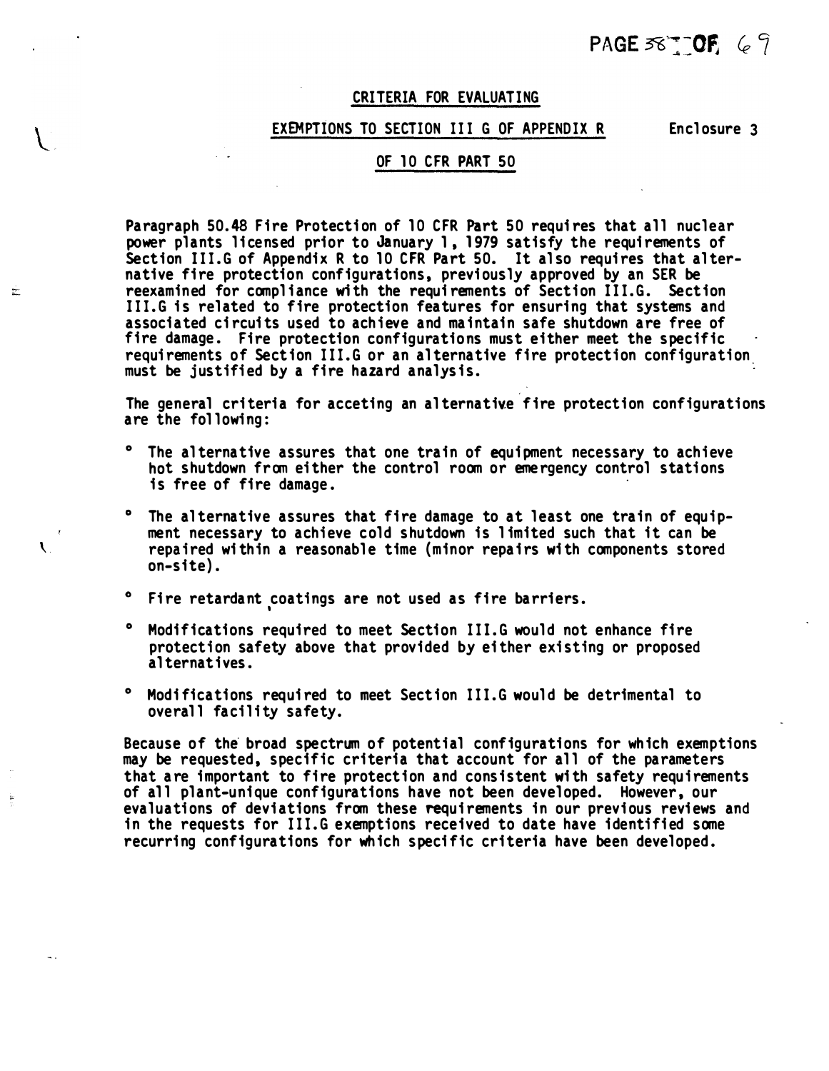# CRITERIA FOR EVALUATING

## EXEMPTIONS TO SECTION III G OF APPENDIX R OF 10 CFR PART 50

Enclosure 3

Paragraph 50.48 Fire Protection of 10 CFR Part 50 requires that all nuclear power plants licensed prior to January 1, 1979 satisfy the requirements of Section III.G of Appendix R to 10 CFR Part 50. It also requires that alternative fire protection configurations, previously approved by an SER be reexamined for compliance with the requirements of Section III.G. Section III.G is related to fire protection features for ensuring that systems and associated circuits used to achieve and maintain safe shutdown are free of fire damage. Fire protection configurations must either meet the specific requirements of Section III.G or an alternative fire protection configuration must be justified by a fire hazard analysis.

The general criteria for acceting an alternative fire protection configurations are the following:

- The alternative assures that one train of equipment necessary to achieve hot shutdown from either the control room or emergency control stations is free of fire damage.
- The alternative assures that fire damage to at least one train of equipment necessary to achieve cold shutdown is limited such that it can be repaired within a reasonable time (minor repairs with components stored on-site).
- Fire retardant coatings are not used as fire barriers.
- Modifications required to meet Section III.G would not enhance fire protection safety above that provided by either existing or proposed alternatives.
- Modifications required to meet Section III.G would be detrimental to overall facility safety.

Because of the broad spectrum of potential configurations for which exemptions may be requested, specific criteria that account for all of the parameters that are important to fire protection and consistent with safety requirements of all plant-unique configurations have not been developed. However, our evaluations of deviations from these requirements in our previous reviews and in the requests for III.G exemptions received to date have identified some recurring configurations for which specific criteria have been developed.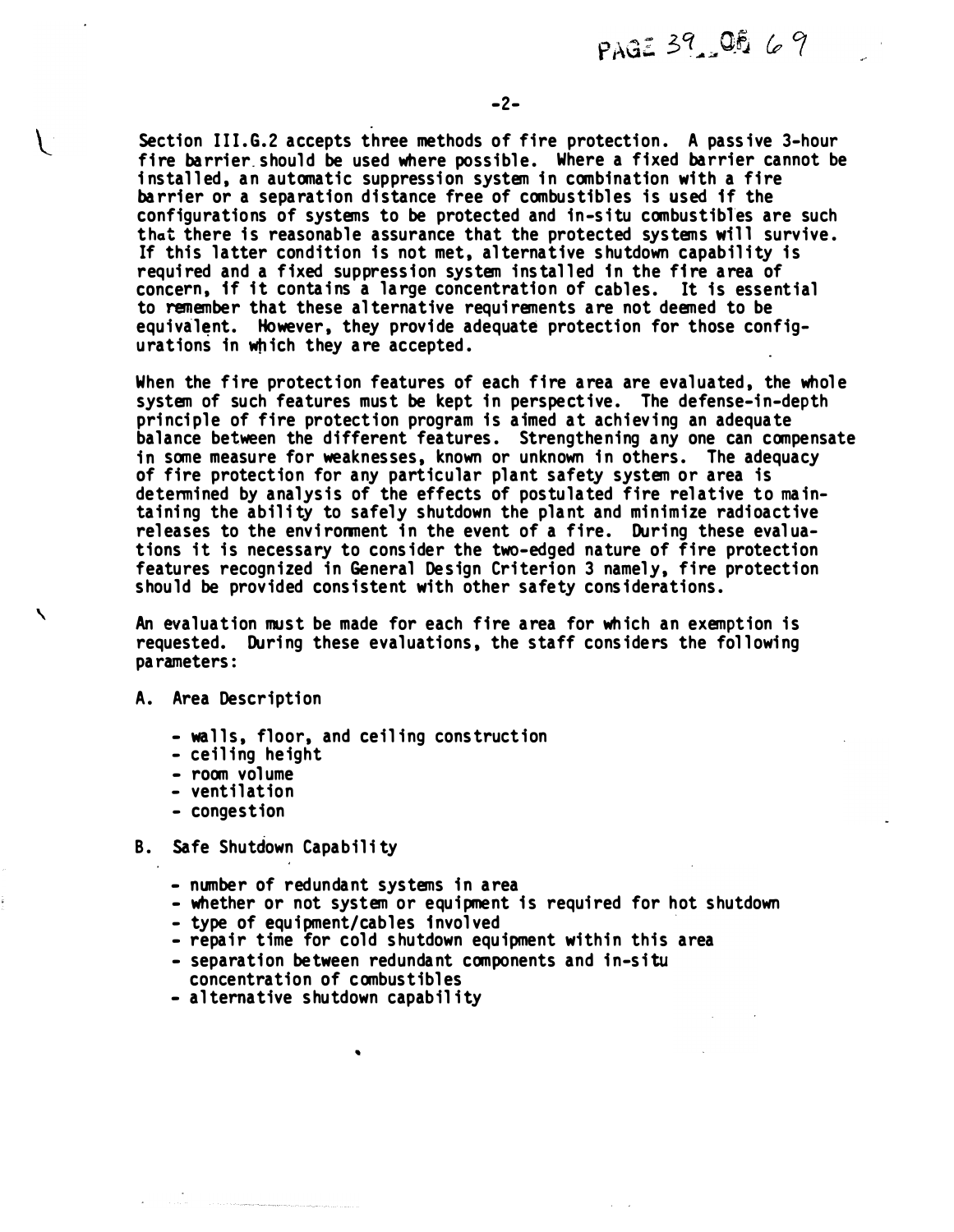Section III.G.2 accepts three methods of fire protection. A passive 3-hour fire barrier should be used where possible. Where a fixed barrier cannot be installed, an automatic suppression system in combination with a fire barrier or a separation distance free of combustibles is used if the configurations of systems to be protected and in-situ combustibles are such that there is reasonable assurance that the protected systems will survive. If this latter condition is not met, alternative shutdown capability is required and a fixed suppression system installed in the fire area of concern, if it contains a large concentration of cables. It is essential to remember that these alternative requirements are not deemed to be equivalent. However, they provide adequate protection for those configurations in which they are accepted.

When the fire protection features of each fire area are evaluated, the whole system of such features must be kept in perspective. The defense-in-depth principle of fire protection program is aimed at achieving an adequate balance between the different features. Strengthening any one can compensate in some measure for weaknesses, known or unknown in others. The adequacy of fire protection for any particular plant safety system or area is determined by analysis of the effects of postulated fire relative to maintaining the ability to safely shutdown the plant and minimize radioactive releases to the environment in the event of a fire. During these evaluations it is necessary to consider the two-edged nature of fire protection features recognized in General Design Criterion 3 namely, fire protection should be provided consistent with other safety considerations.

An evaluation must be made for each fire area for which an exemption is requested. During these evaluations, the staff considers the following parameters:

A. Area Description

- walls, floor, and ceiling construction
- ceiling height
- room volume
- ventilation
- congestion

B. Safe Shutdown Capability

- number of redundant systems in area
- whether or not system or equipment is required for hot shutdown
- type of equipment/cables involved
- repair time for cold shutdown equipment within this area
- separation between redundant components and in-situ concentration of combustibles
- alternative shutdown capability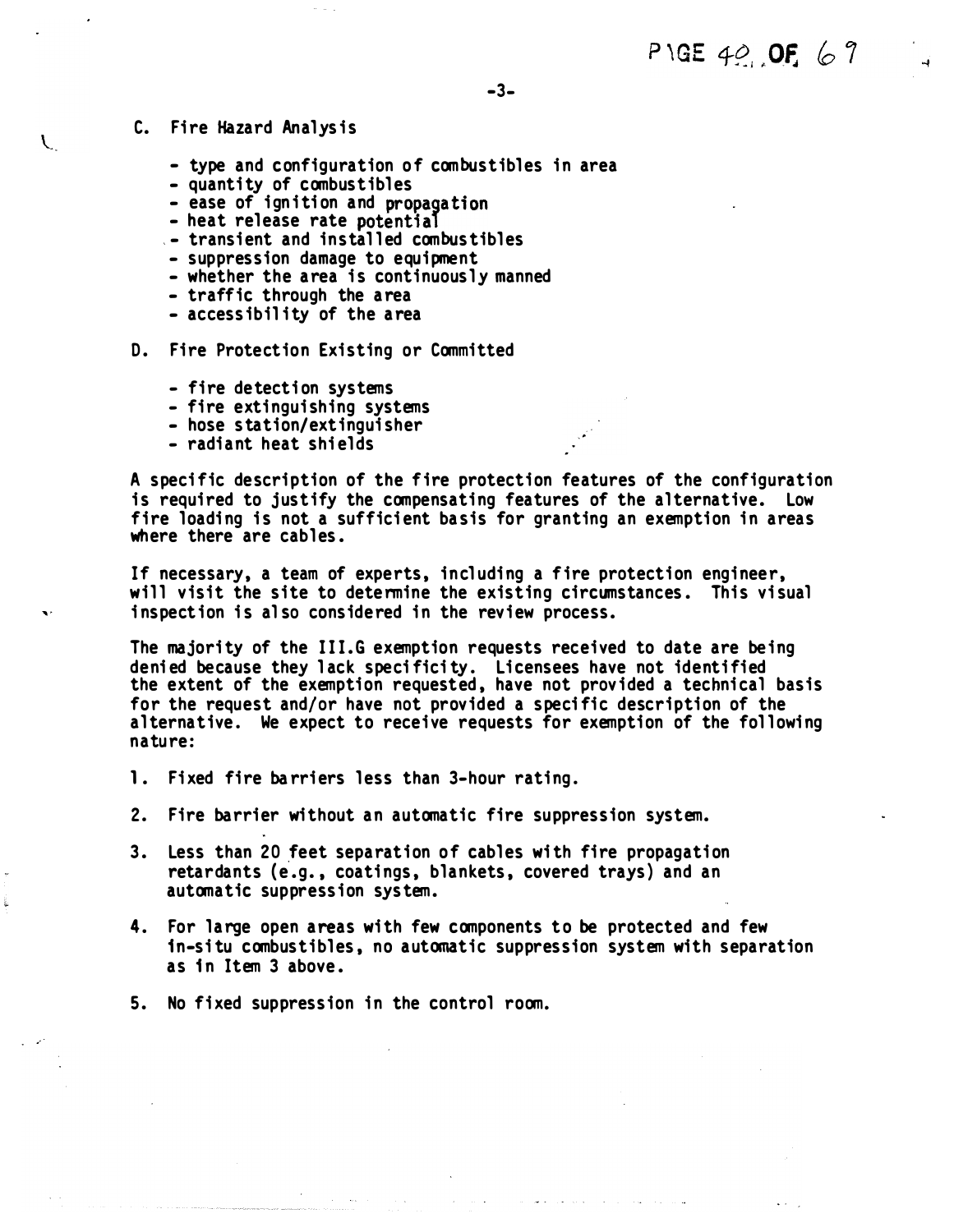C. Fire Hazard Analysis

- type and configuration of combustibles in area
- quantity of combustibles
- ease of ignition and propagation
- heat release rate potential
- transient and installed combustibles
- suppression damage to equipment
- whether the area is continuously manned
- traffic through the area
- accessibility of the area

D. Fire Protection Existing or Committed

- fire detection systems
- fire extinguishing systems
- hose station/extinguisher
- radiant heat shields

A specific description of the fire protection features of the configuration is required to justify the compensating features of the alternative. Low fire loading is not a sufficient basis for granting an exemption in areas where there are cables.

If necessary, a team of experts, including a fire protection engineer, will visit the site to determine the existing circumstances. This visual inspection is also considered in the review process.

The majority of the III.G exemption requests received to date are being denied because they lack specificity. Licensees have not identified the extent of the exemption requested, have not provided a technical basis for the request and/or have not provided a specific description of the alternative. We expect to receive requests for exemption of the following nature:

1. Fixed fire barriers less than 3-hour rating.

2. Fire barrier without an automatic fire suppression system.

3. Less than 20 feet separation of cables with fire propagation retardants (e.g., coatings, blankets, covered trays) and an automatic suppression system.

4. For large open areas with few components to be protected and few in-situ combustibles, no automatic suppression system with separation as in Item 3 above.

5. No fixed suppression in the control room.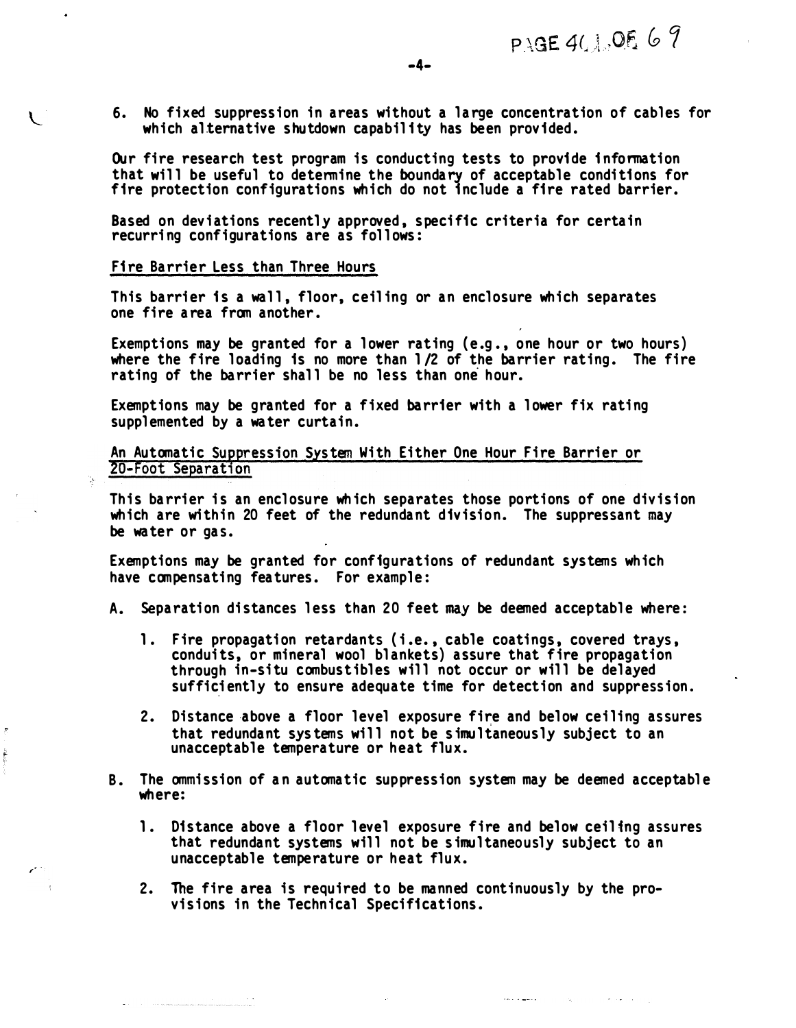6. No fixed suppression in areas without a large concentration of cables for which alternative shutdown capability has been provided.

Our fire research test program is conducting tests to provide information that will be useful to determine the boundary of acceptable conditions for fire protection configurations which do not include a fire rated barrier.

Based on deviations recently approved, specific criteria for certain recurring configurations are as follows:

<u>Fire Barrier Less than Three Hours</u>

This barrier is a wall, floor, ceiling or an enclosure which separates one fire area from another.

Exemptions may be granted for a lower rating (e.g., one hour or two hours) where the fire loading is no more than 1/2 of the barrier rating. The fire rating of the barrier shall be no less than one hour.

Exemptions may be granted for a fixed barrier with a lower fix rating supplemented by a water curtain.

<u>An Automatic Suppression System With Either One Hour Fire Barrier or 20-Foot Separation</u>

This barrier is an enclosure which separates those portions of one division which are within 20 feet of the redundant division. The suppressant may be water or gas.

Exemptions may be granted for configurations of redundant systems which have compensating features. For example:

A. Separation distances less than 20 feet may be deemed acceptable where:

   1. Fire propagation retardants (i.e., cable coatings, covered trays, conduits, or mineral wool blankets) assure that fire propagation through in-situ combustibles will not occur or will be delayed sufficiently to ensure adequate time for detection and suppression.

   2. Distance above a floor level exposure fire and below ceiling assures that redundant systems will not be simultaneously subject to an unacceptable temperature or heat flux.

B. The ommission of an automatic suppression system may be deemed acceptable where:

   1. Distance above a floor level exposure fire and below ceiling assures that redundant systems will not be simultaneously subject to an unacceptable temperature or heat flux.

   2. The fire area is required to be manned continuously by the provisions in the Technical Specifications.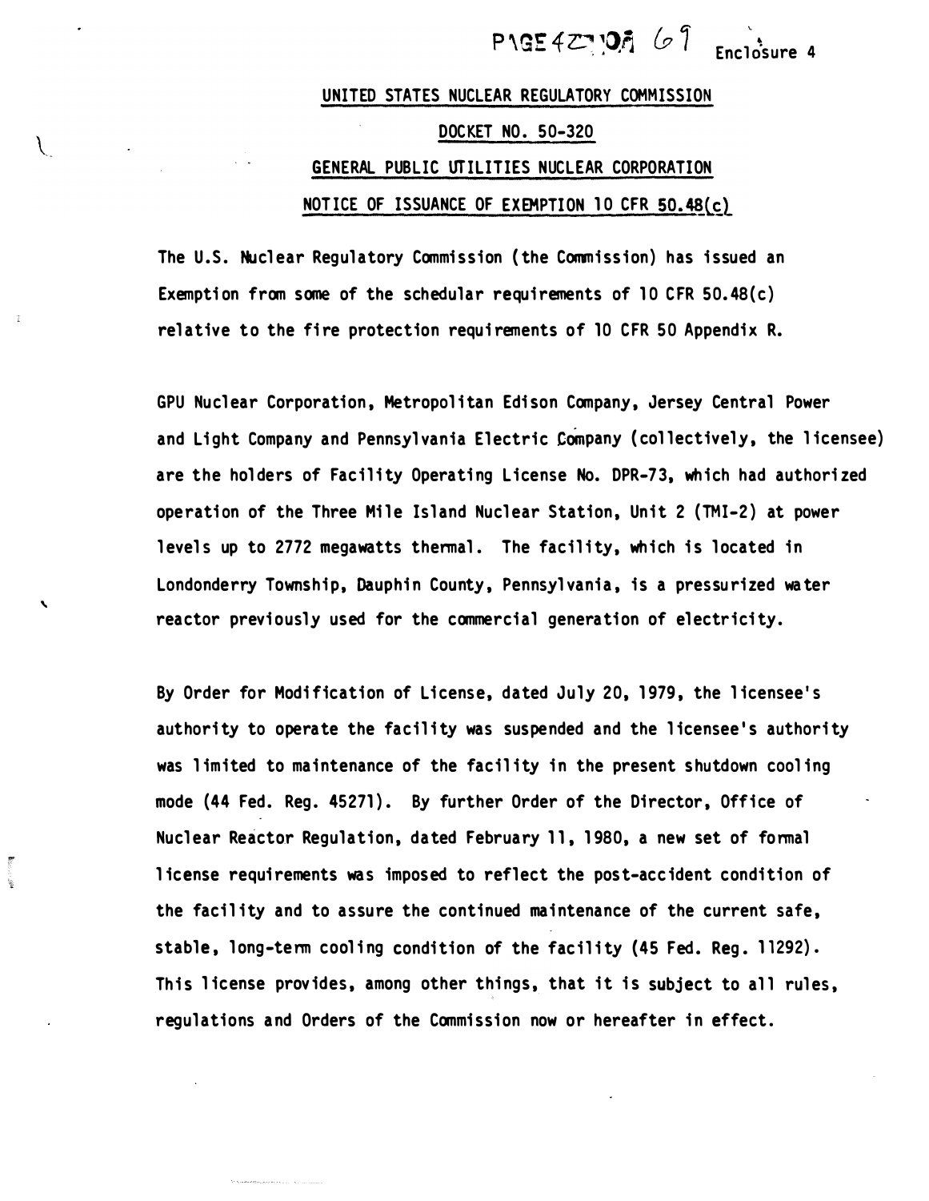Enclosure 4

UNITED STATES NUCLEAR REGULATORY COMMISSION

DOCKET NO. 50-320

GENERAL PUBLIC UTILITIES NUCLEAR CORPORATION

NOTICE OF ISSUANCE OF EXEMPTION 10 CFR 50.48(c)

The U.S. Nuclear Regulatory Commission (the Commission) has issued an Exemption from some of the schedular requirements of 10 CFR 50.48(c) relative to the fire protection requirements of 10 CFR 50 Appendix R.

GPU Nuclear Corporation, Metropolitan Edison Company, Jersey Central Power and Light Company and Pennsylvania Electric Company (collectively, the licensee) are the holders of Facility Operating License No. DPR-73, which had authorized operation of the Three Mile Island Nuclear Station, Unit 2 (TMI-2) at power levels up to 2772 megawatts thermal. The facility, which is located in Londonderry Township, Dauphin County, Pennsylvania, is a pressurized water reactor previously used for the commercial generation of electricity.

By Order for Modification of License, dated July 20, 1979, the licensee's authority to operate the facility was suspended and the licensee's authority was limited to maintenance of the facility in the present shutdown cooling mode (44 Fed. Reg. 45271). By further Order of the Director, Office of Nuclear Reactor Regulation, dated February 11, 1980, a new set of formal license requirements was imposed to reflect the post-accident condition of the facility and to assure the continued maintenance of the current safe, stable, long-term cooling condition of the facility (45 Fed. Reg. 11292). This license provides, among other things, that it is subject to all rules, regulations and Orders of the Commission now or hereafter in effect.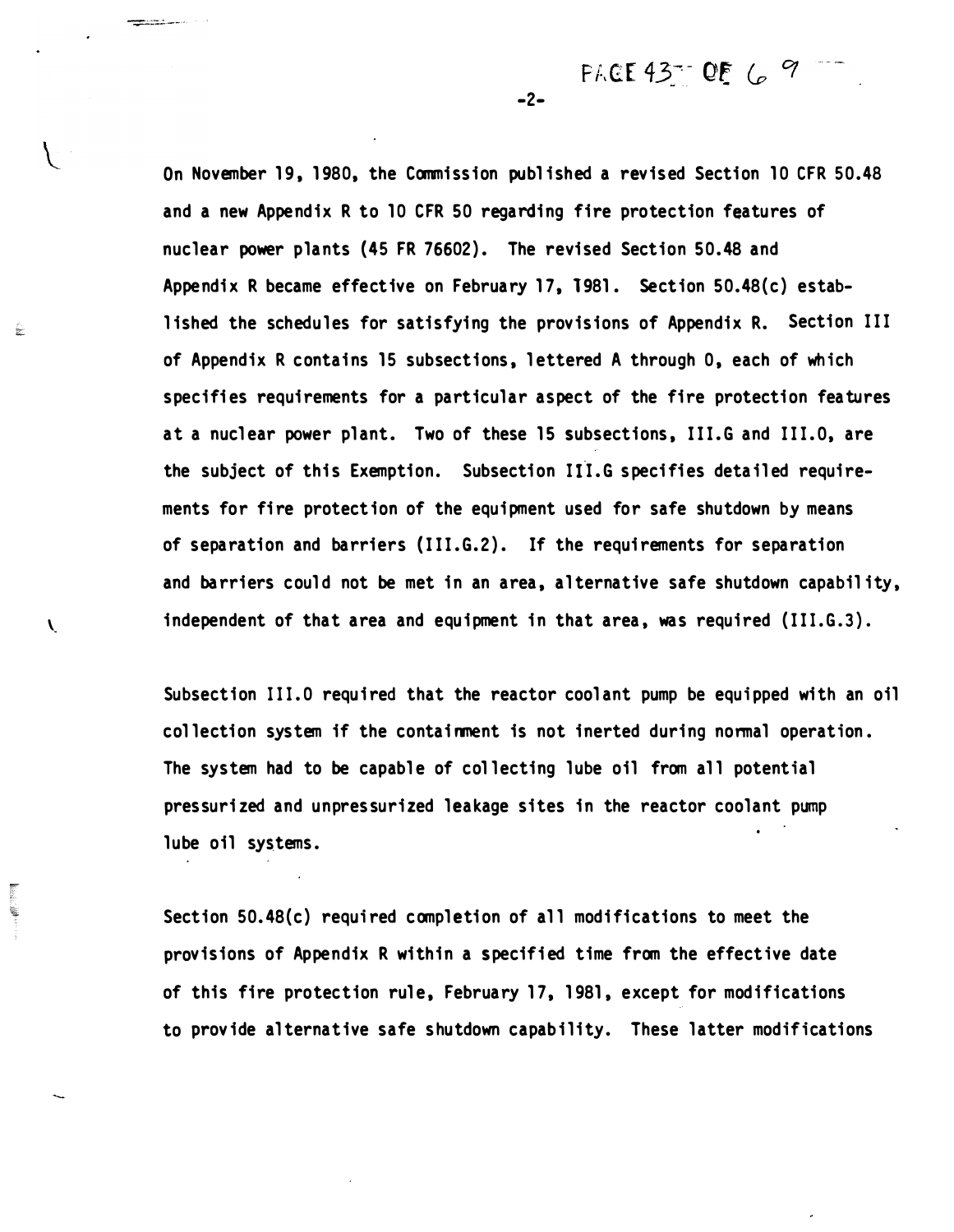On November 19, 1980, the Commission published a revised Section 10 CFR 50.48 and a new Appendix R to 10 CFR 50 regarding fire protection features of nuclear power plants (45 FR 76602). The revised Section 50.48 and Appendix R became effective on February 17, 1981. Section 50.48(c) established the schedules for satisfying the provisions of Appendix R. Section III of Appendix R contains 15 subsections, lettered A through O, each of which specifies requirements for a particular aspect of the fire protection features at a nuclear power plant. Two of these 15 subsections, III.G and III.O, are the subject of this Exemption. Subsection III.G specifies detailed requirements for fire protection of the equipment used for safe shutdown by means of separation and barriers (III.G.2). If the requirements for separation and barriers could not be met in an area, alternative safe shutdown capability, independent of that area and equipment in that area, was required (III.G.3).

Subsection III.O required that the reactor coolant pump be equipped with an oil collection system if the containment is not inerted during normal operation. The system had to be capable of collecting lube oil from all potential pressurized and unpressurized leakage sites in the reactor coolant pump lube oil systems.

Section 50.48(c) required completion of all modifications to meet the provisions of Appendix R within a specified time from the effective date of this fire protection rule, February 17, 1981, except for modifications to provide alternative safe shutdown capability. These latter modifications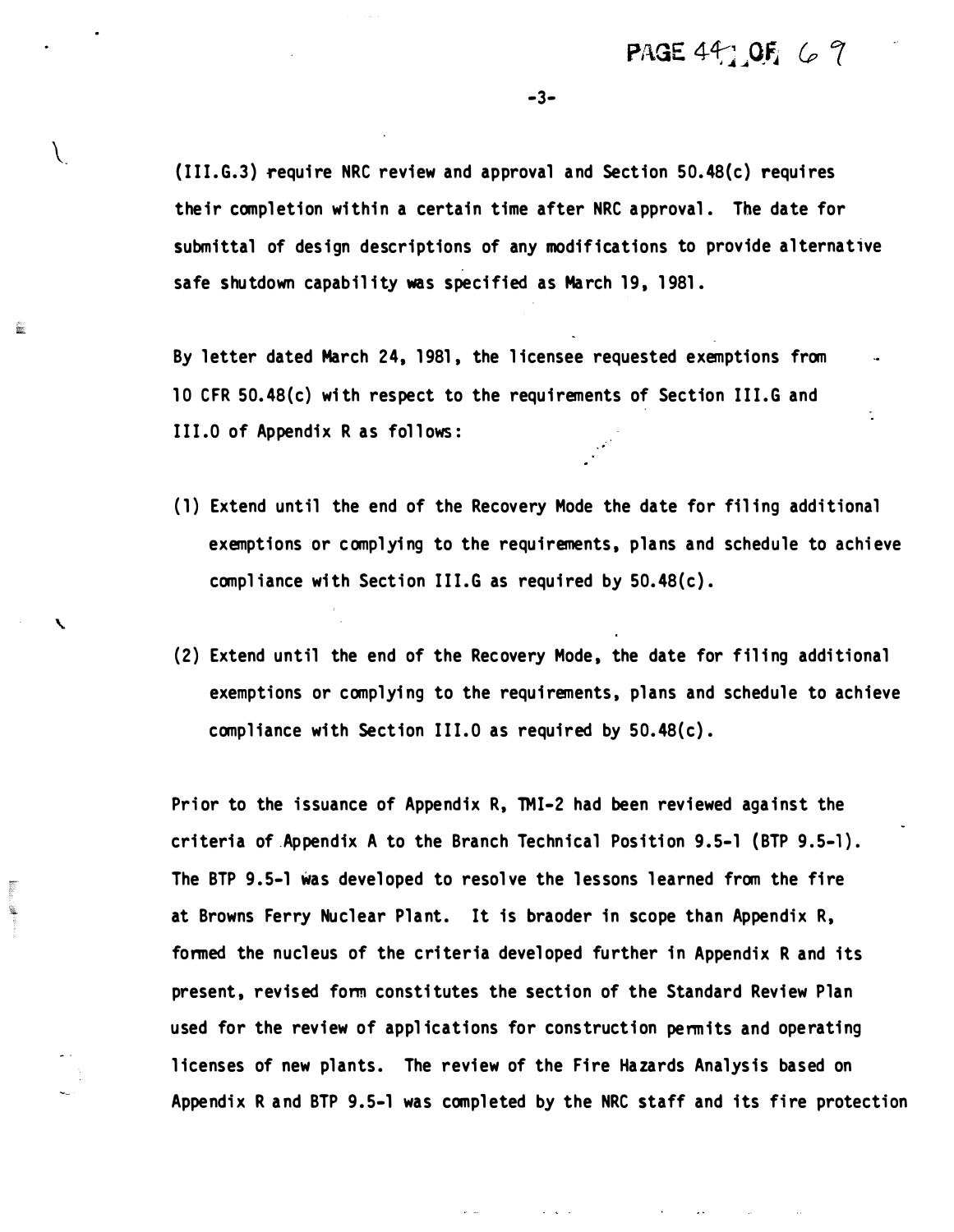(III.G.3) require NRC review and approval and Section 50.48(c) requires their completion within a certain time after NRC approval. The date for submittal of design descriptions of any modifications to provide alternative safe shutdown capability was specified as March 19, 1981.

By letter dated March 24, 1981, the licensee requested exemptions from 10 CFR 50.48(c) with respect to the requirements of Section III.G and III.O of Appendix R as follows:

(1) Extend until the end of the Recovery Mode the date for filing additional exemptions or complying to the requirements, plans and schedule to achieve compliance with Section III.G as required by 50.48(c).

(2) Extend until the end of the Recovery Mode, the date for filing additional exemptions or complying to the requirements, plans and schedule to achieve compliance with Section III.O as required by 50.48(c).

Prior to the issuance of Appendix R, TMI-2 had been reviewed against the criteria of Appendix A to the Branch Technical Position 9.5-1 (BTP 9.5-1). The BTP 9.5-1 was developed to resolve the lessons learned from the fire at Browns Ferry Nuclear Plant. It is braoder in scope than Appendix R, formed the nucleus of the criteria developed further in Appendix R and its present, revised form constitutes the section of the Standard Review Plan used for the review of applications for construction permits and operating licenses of new plants. The review of the Fire Hazards Analysis based on Appendix R and BTP 9.5-1 was completed by the NRC staff and its fire protection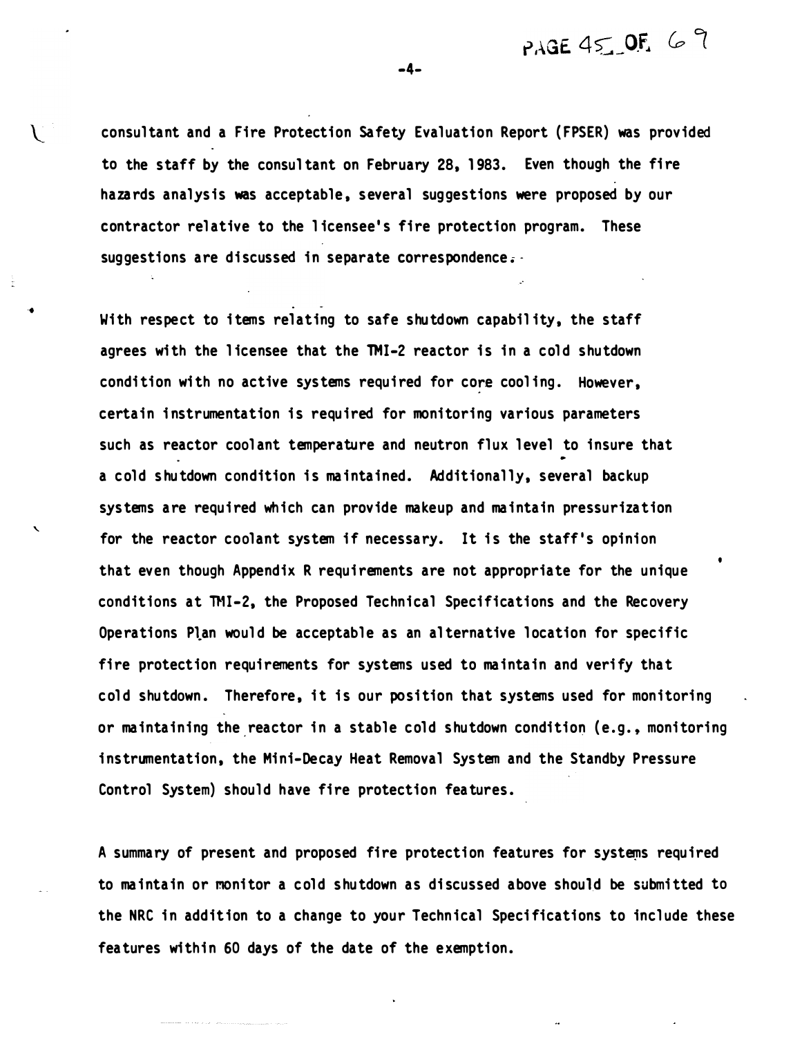consultant and a Fire Protection Safety Evaluation Report (FPSER) was provided to the staff by the consultant on February 28, 1983. Even though the fire hazards analysis was acceptable, several suggestions were proposed by our contractor relative to the licensee's fire protection program. These suggestions are discussed in separate correspondence.

With respect to items relating to safe shutdown capability, the staff agrees with the licensee that the TMI-2 reactor is in a cold shutdown condition with no active systems required for core cooling. However, certain instrumentation is required for monitoring various parameters such as reactor coolant temperature and neutron flux level to insure that a cold shutdown condition is maintained. Additionally, several backup systems are required which can provide makeup and maintain pressurization for the reactor coolant system if necessary. It is the staff's opinion that even though Appendix R requirements are not appropriate for the unique conditions at TMI-2, the Proposed Technical Specifications and the Recovery Operations Plan would be acceptable as an alternative location for specific fire protection requirements for systems used to maintain and verify that cold shutdown. Therefore, it is our position that systems used for monitoring or maintaining the reactor in a stable cold shutdown condition (e.g., monitoring instrumentation, the Mini-Decay Heat Removal System and the Standby Pressure Control System) should have fire protection features.

A summary of present and proposed fire protection features for systems required to maintain or monitor a cold shutdown as discussed above should be submitted to the NRC in addition to a change to your Technical Specifications to include these features within 60 days of the date of the exemption.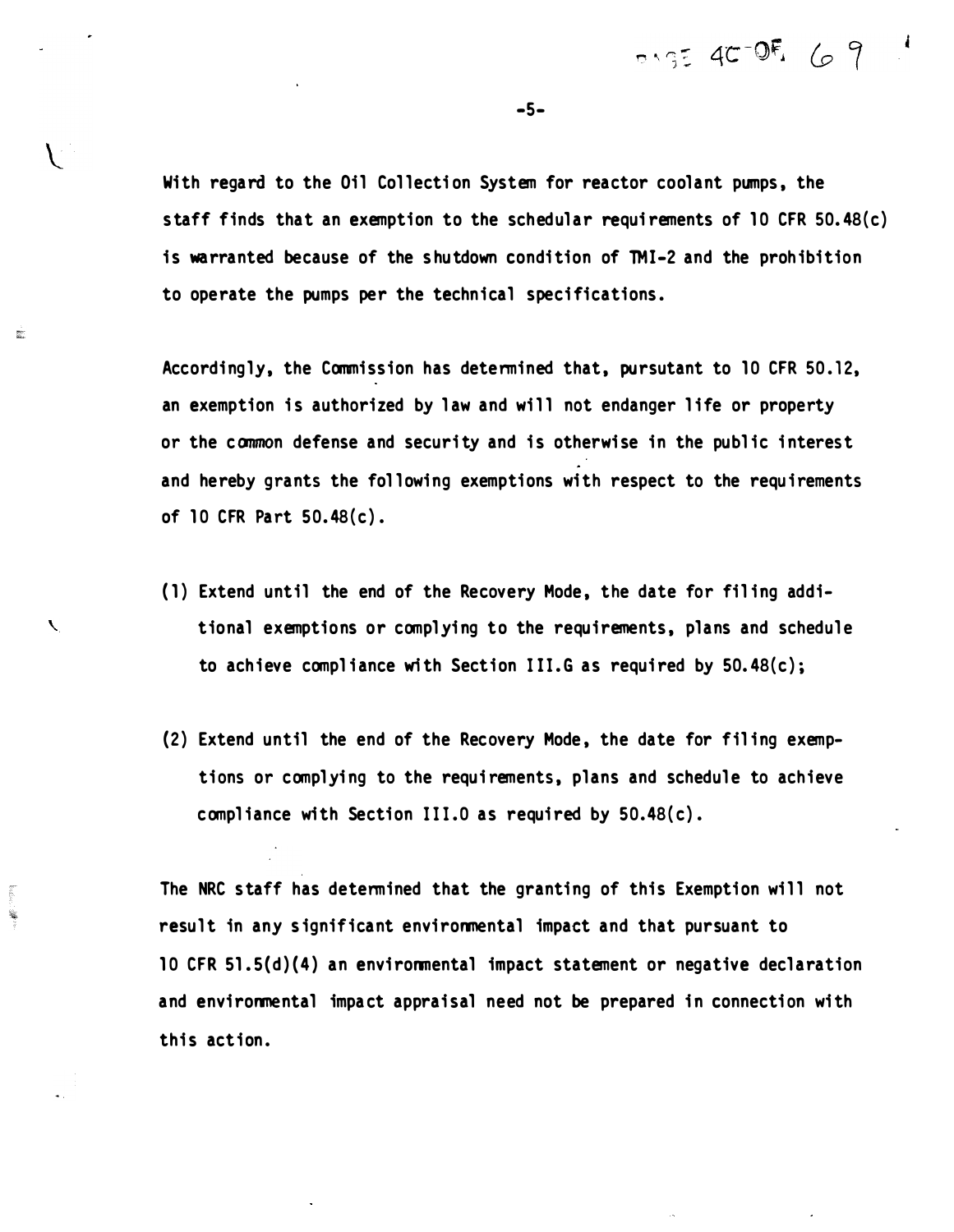With regard to the Oil Collection System for reactor coolant pumps, the staff finds that an exemption to the schedular requirements of 10 CFR 50.48(c) is warranted because of the shutdown condition of TMI-2 and the prohibition to operate the pumps per the technical specifications.

Accordingly, the Commission has determined that, pursuant to 10 CFR 50.12, an exemption is authorized by law and will not endanger life or property or the common defense and security and is otherwise in the public interest and hereby grants the following exemptions with respect to the requirements of 10 CFR Part 50.48(c).

(1) Extend until the end of the Recovery Mode, the date for filing additional exemptions or complying to the requirements, plans and schedule to achieve compliance with Section III.G as required by 50.48(c);

(2) Extend until the end of the Recovery Mode, the date for filing exemptions or complying to the requirements, plans and schedule to achieve compliance with Section III.O as required by 50.48(c).

The NRC staff has determined that the granting of this Exemption will not result in any significant environmental impact and that pursuant to 10 CFR 51.5(d)(4) an environmental impact statement or negative declaration and environmental impact appraisal need not be prepared in connection with this action.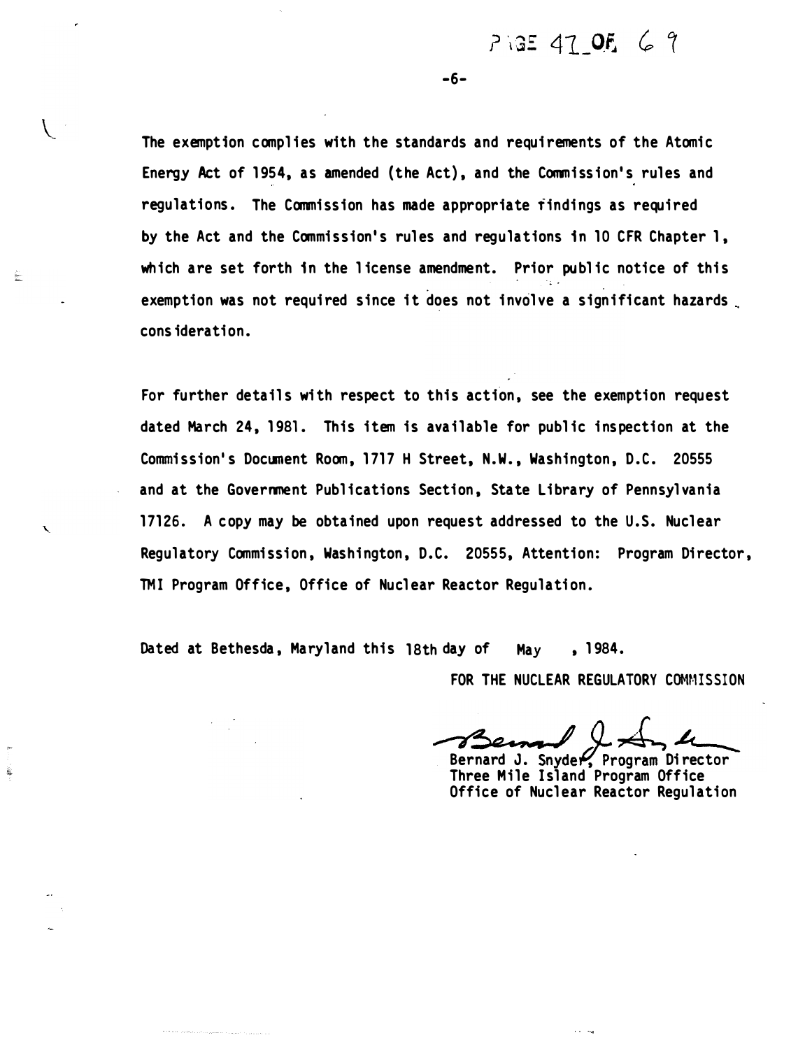The exemption complies with the standards and requirements of the Atomic Energy Act of 1954, as amended (the Act), and the Commission's rules and regulations. The Commission has made appropriate findings as required by the Act and the Commission's rules and regulations in 10 CFR Chapter 1, which are set forth in the license amendment. Prior public notice of this exemption was not required since it does not involve a significant hazards consideration.

For further details with respect to this action, see the exemption request dated March 24, 1981. This item is available for public inspection at the Commission's Document Room, 1717 H Street, N.W., Washington, D.C. 20555 and at the Government Publications Section, State Library of Pennsylvania 17126. A copy may be obtained upon request addressed to the U.S. Nuclear Regulatory Commission, Washington, D.C. 20555, Attention: Program Director, TMI Program Office, Office of Nuclear Reactor Regulation.

Dated at Bethesda, Maryland this 18th day of May, 1984.

FOR THE NUCLEAR REGULATORY COMMISSION

Bernard J. Snyder, Program Director
Three Mile Island Program Office
Office of Nuclear Reactor Regulation